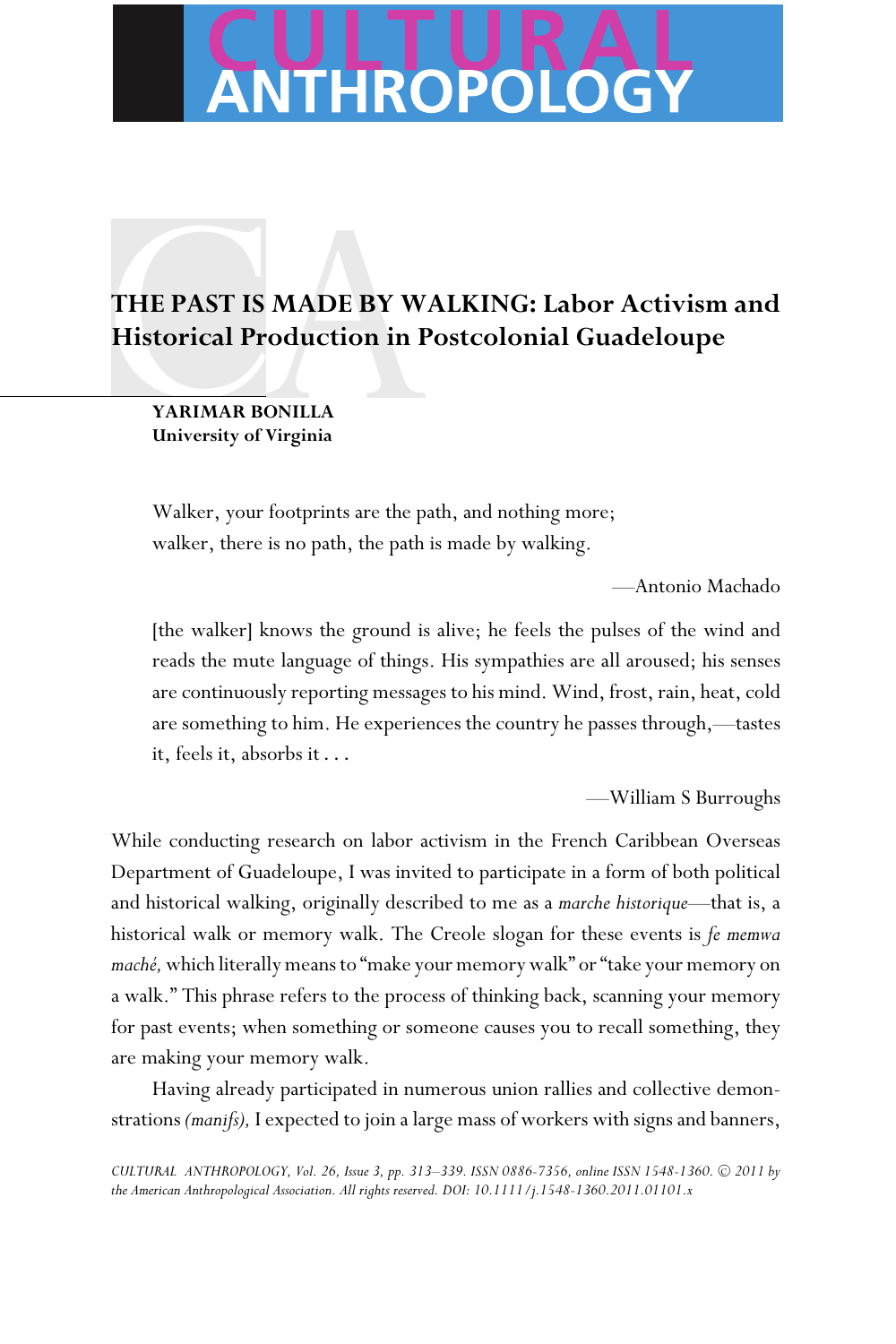# THE PAST IS MADE BY WALKING: Labor Activism and Historical Production in Postcolonial Guadeloupe

**YARIMAR BONILLA**
**University of Virginia**

> Walker, your footprints are the path, and nothing more;
> walker, there is no path, the path is made by walking.
>
> —Antonio Machado

> [the walker] knows the ground is alive; he feels the pulses of the wind and reads the mute language of things. His sympathies are all aroused; his senses are continuously reporting messages to his mind. Wind, frost, rain, heat, cold are something to him. He experiences the country he passes through,—tastes it, feels it, absorbs it . . .
>
> —William S Burroughs

While conducting research on labor activism in the French Caribbean Overseas Department of Guadeloupe, I was invited to participate in a form of both political and historical walking, originally described to me as a *marche historique*—that is, a historical walk or memory walk. The Creole slogan for these events is *fe memwa maché,* which literally means to "make your memory walk" or "take your memory on a walk." This phrase refers to the process of thinking back, scanning your memory for past events; when something or someone causes you to recall something, they are making your memory walk.

Having already participated in numerous union rallies and collective demonstrations *(manifs),* I expected to join a large mass of workers with signs and banners,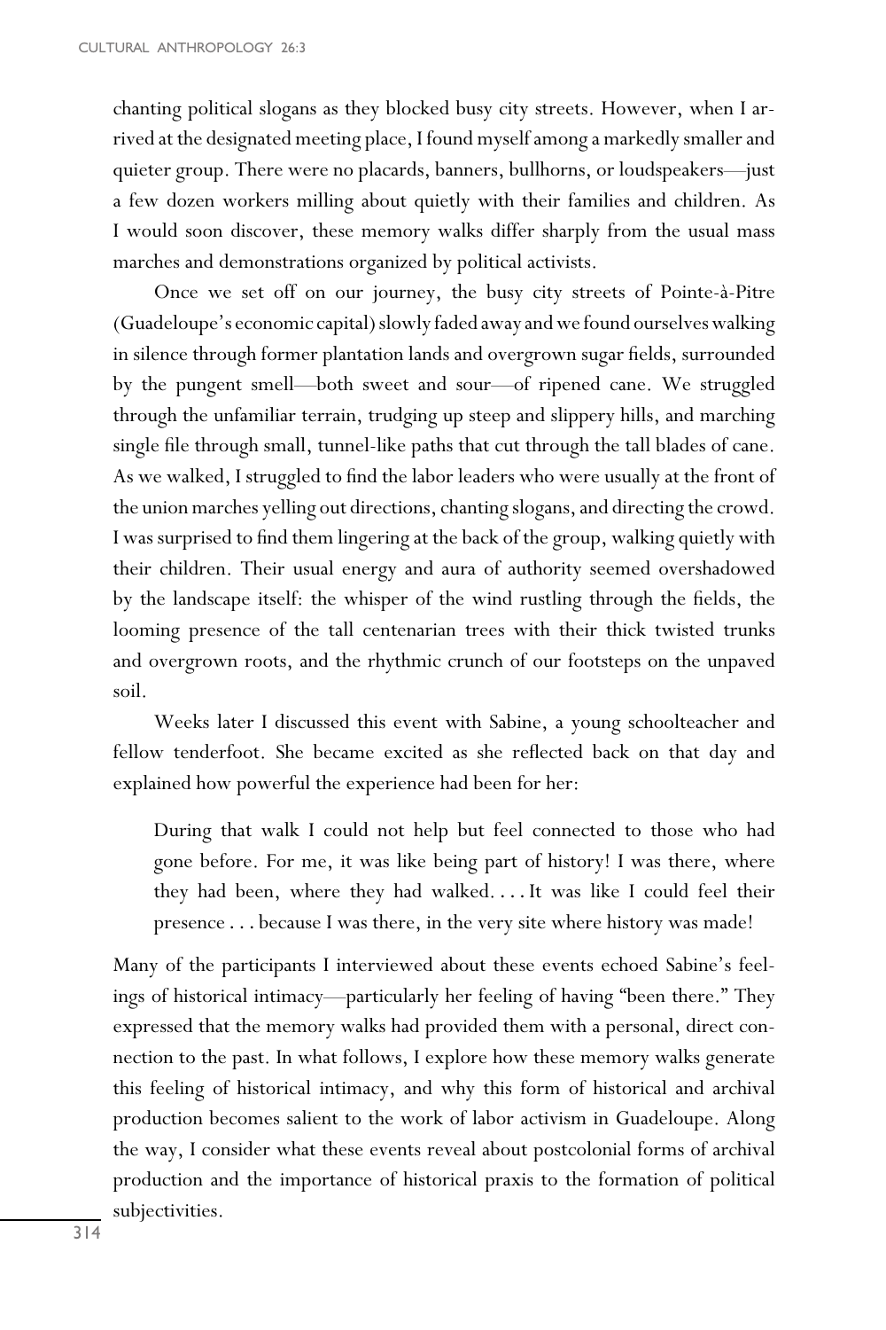chanting political slogans as they blocked busy city streets. However, when I arrived at the designated meeting place, I found myself among a markedly smaller and quieter group. There were no placards, banners, bullhorns, or loudspeakers—just a few dozen workers milling about quietly with their families and children. As I would soon discover, these memory walks differ sharply from the usual mass marches and demonstrations organized by political activists.

Once we set off on our journey, the busy city streets of Pointe-à-Pitre (Guadeloupe's economic capital) slowly faded away and we found ourselves walking in silence through former plantation lands and overgrown sugar fields, surrounded by the pungent smell—both sweet and sour—of ripened cane. We struggled through the unfamiliar terrain, trudging up steep and slippery hills, and marching single file through small, tunnel-like paths that cut through the tall blades of cane. As we walked, I struggled to find the labor leaders who were usually at the front of the union marches yelling out directions, chanting slogans, and directing the crowd. I was surprised to find them lingering at the back of the group, walking quietly with their children. Their usual energy and aura of authority seemed overshadowed by the landscape itself: the whisper of the wind rustling through the fields, the looming presence of the tall centenarian trees with their thick twisted trunks and overgrown roots, and the rhythmic crunch of our footsteps on the unpaved soil.

Weeks later I discussed this event with Sabine, a young schoolteacher and fellow tenderfoot. She became excited as she reflected back on that day and explained how powerful the experience had been for her:

> During that walk I could not help but feel connected to those who had gone before. For me, it was like being part of history! I was there, where they had been, where they had walked. . . . It was like I could feel their presence . . . because I was there, in the very site where history was made!

Many of the participants I interviewed about these events echoed Sabine's feelings of historical intimacy—particularly her feeling of having "been there." They expressed that the memory walks had provided them with a personal, direct connection to the past. In what follows, I explore how these memory walks generate this feeling of historical intimacy, and why this form of historical and archival production becomes salient to the work of labor activism in Guadeloupe. Along the way, I consider what these events reveal about postcolonial forms of archival production and the importance of historical praxis to the formation of political subjectivities.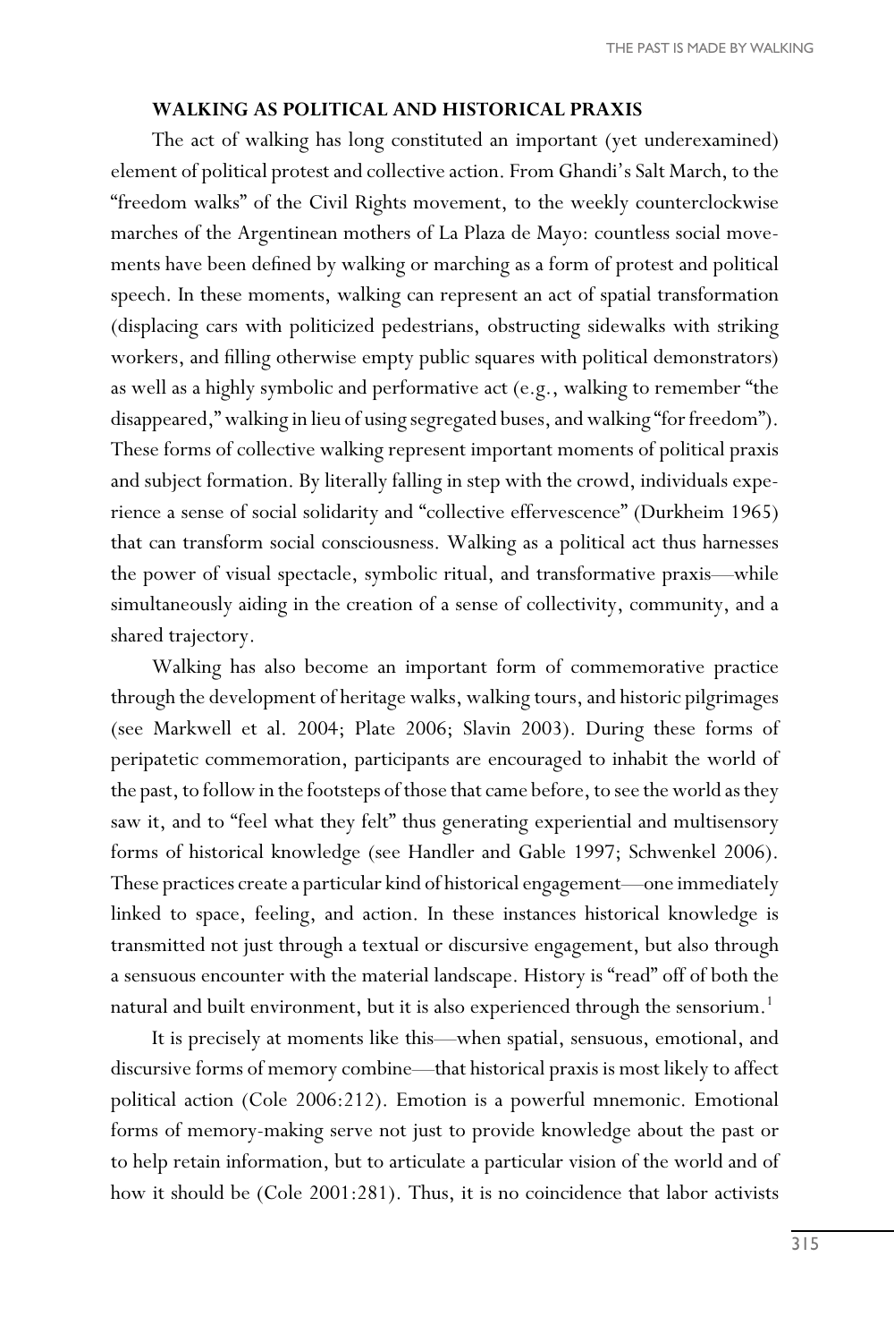### WALKING AS POLITICAL AND HISTORICAL PRAXIS

The act of walking has long constituted an important (yet underexamined) element of political protest and collective action. From Ghandi's Salt March, to the "freedom walks" of the Civil Rights movement, to the weekly counterclockwise marches of the Argentinean mothers of La Plaza de Mayo: countless social movements have been defined by walking or marching as a form of protest and political speech. In these moments, walking can represent an act of spatial transformation (displacing cars with politicized pedestrians, obstructing sidewalks with striking workers, and filling otherwise empty public squares with political demonstrators) as well as a highly symbolic and performative act (e.g., walking to remember "the disappeared," walking in lieu of using segregated buses, and walking "for freedom"). These forms of collective walking represent important moments of political praxis and subject formation. By literally falling in step with the crowd, individuals experience a sense of social solidarity and "collective effervescence" (Durkheim 1965) that can transform social consciousness. Walking as a political act thus harnesses the power of visual spectacle, symbolic ritual, and transformative praxis—while simultaneously aiding in the creation of a sense of collectivity, community, and a shared trajectory.

Walking has also become an important form of commemorative practice through the development of heritage walks, walking tours, and historic pilgrimages (see Markwell et al. 2004; Plate 2006; Slavin 2003). During these forms of peripatetic commemoration, participants are encouraged to inhabit the world of the past, to follow in the footsteps of those that came before, to see the world as they saw it, and to "feel what they felt" thus generating experiential and multisensory forms of historical knowledge (see Handler and Gable 1997; Schwenkel 2006). These practices create a particular kind of historical engagement—one immediately linked to space, feeling, and action. In these instances historical knowledge is transmitted not just through a textual or discursive engagement, but also through a sensuous encounter with the material landscape. History is "read" off of both the natural and built environment, but it is also experienced through the sensorium.[1]

It is precisely at moments like this—when spatial, sensuous, emotional, and discursive forms of memory combine—that historical praxis is most likely to affect political action (Cole 2006:212). Emotion is a powerful mnemonic. Emotional forms of memory-making serve not just to provide knowledge about the past or to help retain information, but to articulate a particular vision of the world and of how it should be (Cole 2001:281). Thus, it is no coincidence that labor activists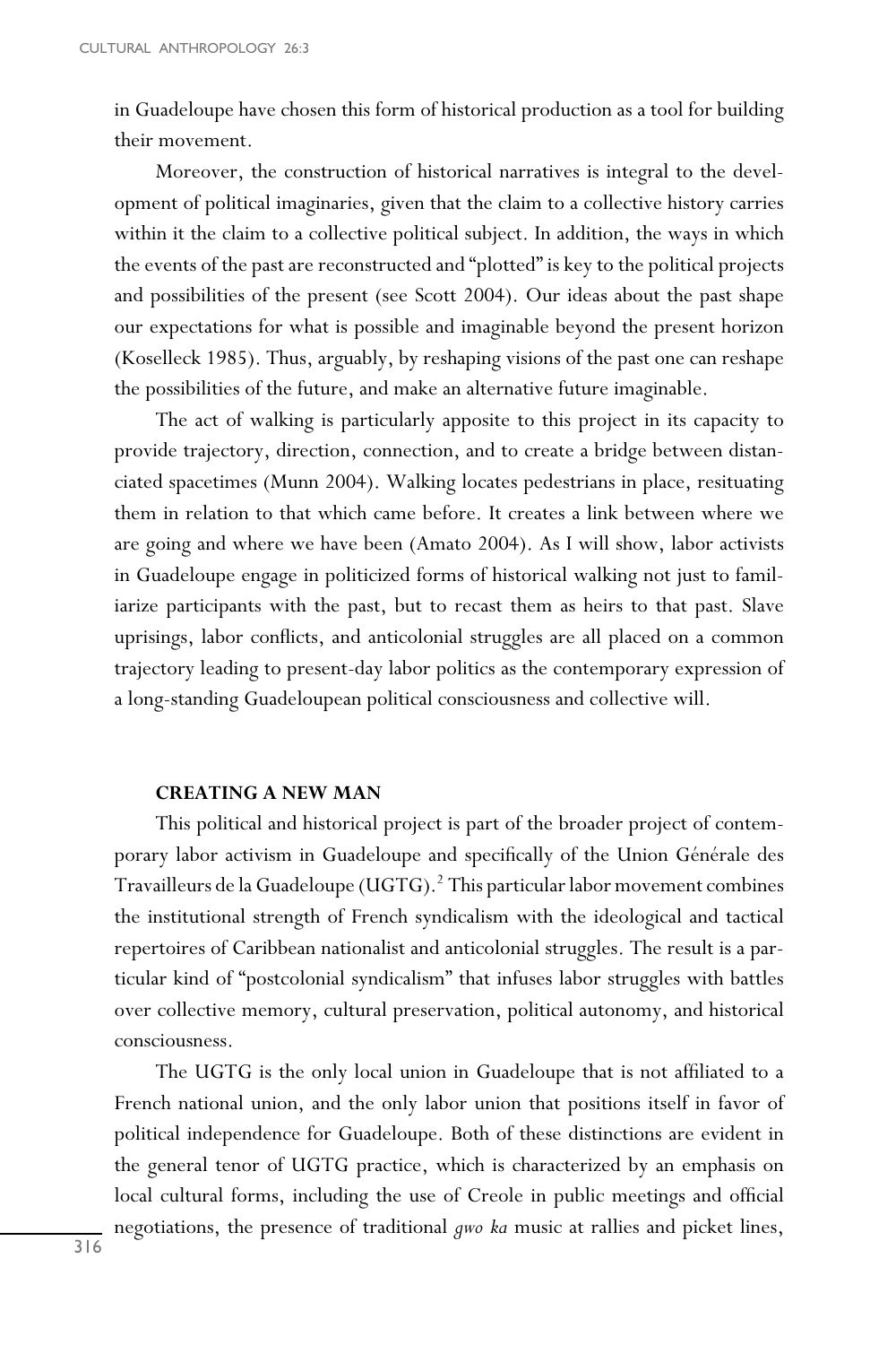in Guadeloupe have chosen this form of historical production as a tool for building their movement.

Moreover, the construction of historical narratives is integral to the development of political imaginaries, given that the claim to a collective history carries within it the claim to a collective political subject. In addition, the ways in which the events of the past are reconstructed and "plotted" is key to the political projects and possibilities of the present (see Scott 2004). Our ideas about the past shape our expectations for what is possible and imaginable beyond the present horizon (Koselleck 1985). Thus, arguably, by reshaping visions of the past one can reshape the possibilities of the future, and make an alternative future imaginable.

The act of walking is particularly apposite to this project in its capacity to provide trajectory, direction, connection, and to create a bridge between distanciated spacetimes (Munn 2004). Walking locates pedestrians in place, resituating them in relation to that which came before. It creates a link between where we are going and where we have been (Amato 2004). As I will show, labor activists in Guadeloupe engage in politicized forms of historical walking not just to familiarize participants with the past, but to recast them as heirs to that past. Slave uprisings, labor conflicts, and anticolonial struggles are all placed on a common trajectory leading to present-day labor politics as the contemporary expression of a long-standing Guadeloupean political consciousness and collective will.

## CREATING A NEW MAN

This political and historical project is part of the broader project of contemporary labor activism in Guadeloupe and specifically of the Union Générale des Travailleurs de la Guadeloupe (UGTG).[2] This particular labor movement combines the institutional strength of French syndicalism with the ideological and tactical repertoires of Caribbean nationalist and anticolonial struggles. The result is a particular kind of "postcolonial syndicalism" that infuses labor struggles with battles over collective memory, cultural preservation, political autonomy, and historical consciousness.

The UGTG is the only local union in Guadeloupe that is not affiliated to a French national union, and the only labor union that positions itself in favor of political independence for Guadeloupe. Both of these distinctions are evident in the general tenor of UGTG practice, which is characterized by an emphasis on local cultural forms, including the use of Creole in public meetings and official negotiations, the presence of traditional *gwo ka* music at rallies and picket lines,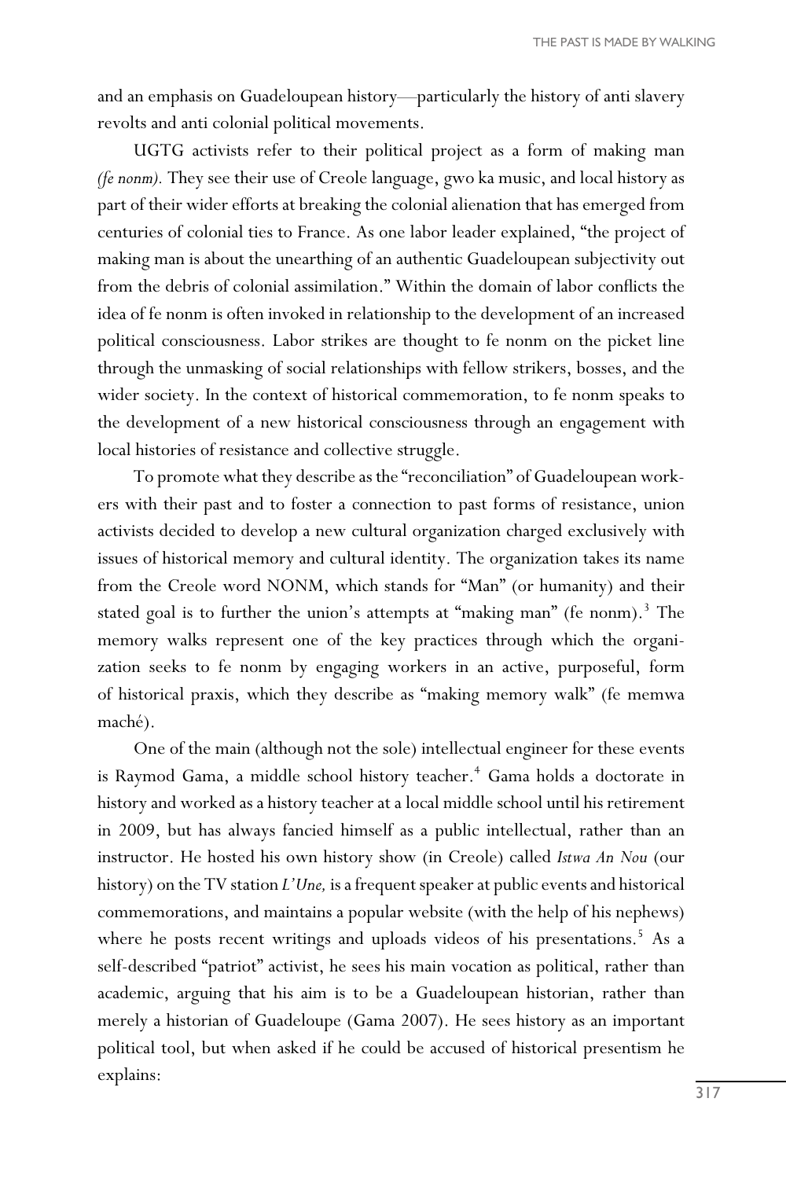and an emphasis on Guadeloupean history—particularly the history of anti slavery revolts and anti colonial political movements.

UGTG activists refer to their political project as a form of making man *(fe nonm).* They see their use of Creole language, gwo ka music, and local history as part of their wider efforts at breaking the colonial alienation that has emerged from centuries of colonial ties to France. As one labor leader explained, "the project of making man is about the unearthing of an authentic Guadeloupean subjectivity out from the debris of colonial assimilation." Within the domain of labor conflicts the idea of fe nonm is often invoked in relationship to the development of an increased political consciousness. Labor strikes are thought to fe nonm on the picket line through the unmasking of social relationships with fellow strikers, bosses, and the wider society. In the context of historical commemoration, to fe nonm speaks to the development of a new historical consciousness through an engagement with local histories of resistance and collective struggle.

To promote what they describe as the "reconciliation" of Guadeloupean workers with their past and to foster a connection to past forms of resistance, union activists decided to develop a new cultural organization charged exclusively with issues of historical memory and cultural identity. The organization takes its name from the Creole word NONM, which stands for "Man" (or humanity) and their stated goal is to further the union's attempts at "making man" (fe nonm).[3] The memory walks represent one of the key practices through which the organization seeks to fe nonm by engaging workers in an active, purposeful, form of historical praxis, which they describe as "making memory walk" (fe memwa maché).

One of the main (although not the sole) intellectual engineer for these events is Raymod Gama, a middle school history teacher.[4] Gama holds a doctorate in history and worked as a history teacher at a local middle school until his retirement in 2009, but has always fancied himself as a public intellectual, rather than an instructor. He hosted his own history show (in Creole) called *Istwa An Nou* (our history) on the TV station *L'Une,* is a frequent speaker at public events and historical commemorations, and maintains a popular website (with the help of his nephews) where he posts recent writings and uploads videos of his presentations.[5] As a self-described "patriot" activist, he sees his main vocation as political, rather than academic, arguing that his aim is to be a Guadeloupean historian, rather than merely a historian of Guadeloupe (Gama 2007). He sees history as an important political tool, but when asked if he could be accused of historical presentism he explains: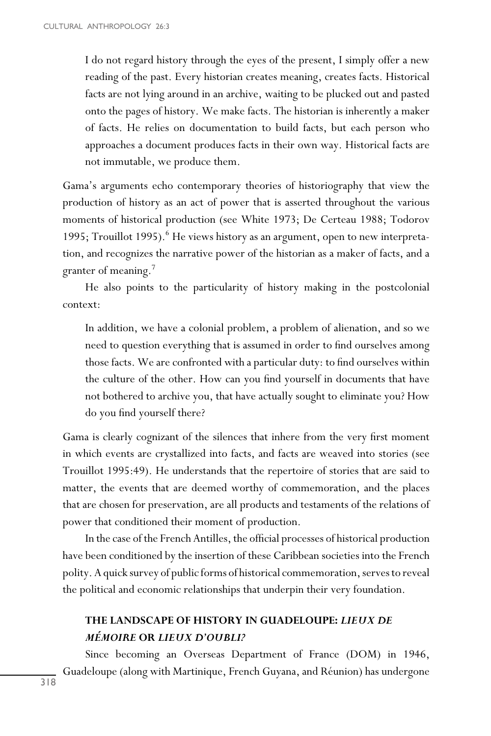> I do not regard history through the eyes of the present, I simply offer a new reading of the past. Every historian creates meaning, creates facts. Historical facts are not lying around in an archive, waiting to be plucked out and pasted onto the pages of history. We make facts. The historian is inherently a maker of facts. He relies on documentation to build facts, but each person who approaches a document produces facts in their own way. Historical facts are not immutable, we produce them.

Gama's arguments echo contemporary theories of historiography that view the production of history as an act of power that is asserted throughout the various moments of historical production (see White 1973; De Certeau 1988; Todorov 1995; Trouillot 1995).[6] He views history as an argument, open to new interpretation, and recognizes the narrative power of the historian as a maker of facts, and a granter of meaning.[7]

He also points to the particularity of history making in the postcolonial context:

> In addition, we have a colonial problem, a problem of alienation, and so we need to question everything that is assumed in order to find ourselves among those facts. We are confronted with a particular duty: to find ourselves within the culture of the other. How can you find yourself in documents that have not bothered to archive you, that have actually sought to eliminate you? How do you find yourself there?

Gama is clearly cognizant of the silences that inhere from the very first moment in which events are crystallized into facts, and facts are weaved into stories (see Trouillot 1995:49). He understands that the repertoire of stories that are said to matter, the events that are deemed worthy of commemoration, and the places that are chosen for preservation, are all products and testaments of the relations of power that conditioned their moment of production.

In the case of the French Antilles, the official processes of historical production have been conditioned by the insertion of these Caribbean societies into the French polity. A quick survey of public forms of historical commemoration, serves to reveal the political and economic relationships that underpin their very foundation.

## THE LANDSCAPE OF HISTORY IN GUADELOUPE: *LIEUX DE MÉMOIRE* OR *LIEUX D'OUBLI?*

Since becoming an Overseas Department of France (DOM) in 1946, Guadeloupe (along with Martinique, French Guyana, and Réunion) has undergone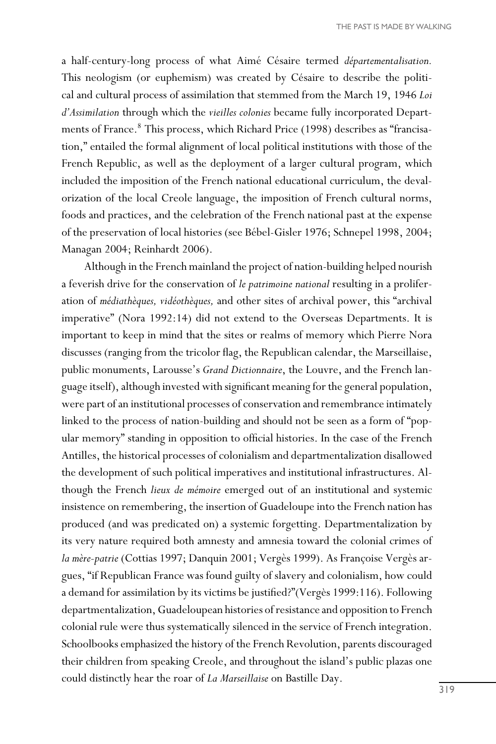a half-century-long process of what Aimé Césaire termed *départementalisation.* This neologism (or euphemism) was created by Césaire to describe the political and cultural process of assimilation that stemmed from the March 19, 1946 *Loi d'Assimilation* through which the *vieilles colonies* became fully incorporated Departments of France.[8] This process, which Richard Price (1998) describes as "francisation," entailed the formal alignment of local political institutions with those of the French Republic, as well as the deployment of a larger cultural program, which included the imposition of the French national educational curriculum, the devalorization of the local Creole language, the imposition of French cultural norms, foods and practices, and the celebration of the French national past at the expense of the preservation of local histories (see Bébel-Gisler 1976; Schnepel 1998, 2004; Managan 2004; Reinhardt 2006).

Although in the French mainland the project of nation-building helped nourish a feverish drive for the conservation of *le patrimoine national* resulting in a proliferation of *médiathèques, vidéothèques,* and other sites of archival power, this "archival imperative" (Nora 1992:14) did not extend to the Overseas Departments. It is important to keep in mind that the sites or realms of memory which Pierre Nora discusses (ranging from the tricolor flag, the Republican calendar, the Marseillaise, public monuments, Larousse's *Grand Dictionnaire*, the Louvre, and the French language itself), although invested with significant meaning for the general population, were part of an institutional processes of conservation and remembrance intimately linked to the process of nation-building and should not be seen as a form of "popular memory" standing in opposition to official histories. In the case of the French Antilles, the historical processes of colonialism and departmentalization disallowed the development of such political imperatives and institutional infrastructures. Although the French *lieux de mémoire* emerged out of an institutional and systemic insistence on remembering, the insertion of Guadeloupe into the French nation has produced (and was predicated on) a systemic forgetting. Departmentalization by its very nature required both amnesty and amnesia toward the colonial crimes of *la mère-patrie* (Cottias 1997; Danquin 2001; Vergès 1999). As Françoise Vergès argues, "if Republican France was found guilty of slavery and colonialism, how could a demand for assimilation by its victims be justified?"(Vergès 1999:116). Following departmentalization, Guadeloupean histories of resistance and opposition to French colonial rule were thus systematically silenced in the service of French integration. Schoolbooks emphasized the history of the French Revolution, parents discouraged their children from speaking Creole, and throughout the island's public plazas one could distinctly hear the roar of *La Marseillaise* on Bastille Day.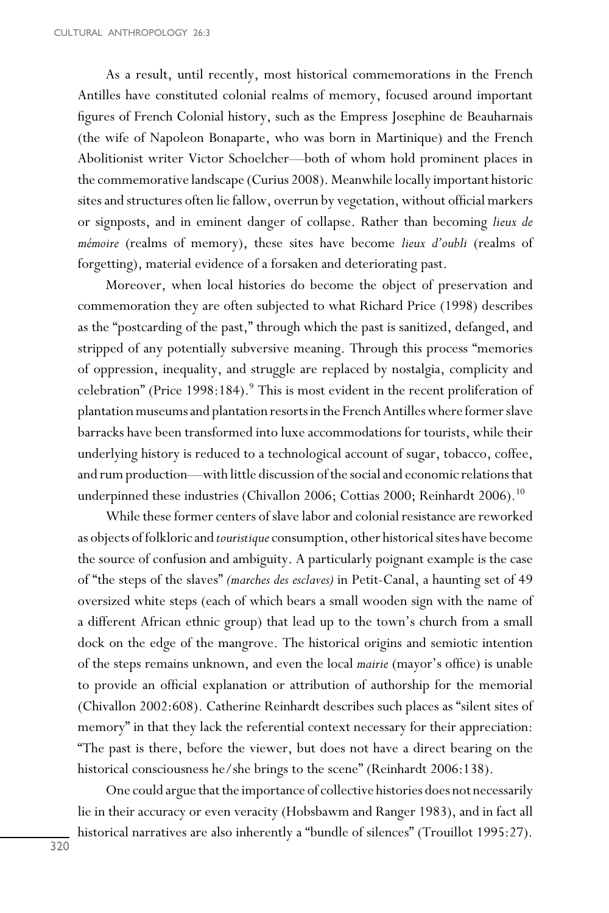As a result, until recently, most historical commemorations in the French Antilles have constituted colonial realms of memory, focused around important figures of French Colonial history, such as the Empress Josephine de Beauharnais (the wife of Napoleon Bonaparte, who was born in Martinique) and the French Abolitionist writer Victor Schoelcher—both of whom hold prominent places in the commemorative landscape (Curius 2008). Meanwhile locally important historic sites and structures often lie fallow, overrun by vegetation, without official markers or signposts, and in eminent danger of collapse. Rather than becoming *lieux de mémoire* (realms of memory), these sites have become *lieux d'oubli* (realms of forgetting), material evidence of a forsaken and deteriorating past.

Moreover, when local histories do become the object of preservation and commemoration they are often subjected to what Richard Price (1998) describes as the "postcarding of the past," through which the past is sanitized, defanged, and stripped of any potentially subversive meaning. Through this process "memories of oppression, inequality, and struggle are replaced by nostalgia, complicity and celebration" (Price 1998:184).[9] This is most evident in the recent proliferation of plantation museums and plantation resorts in the French Antilles where former slave barracks have been transformed into luxe accommodations for tourists, while their underlying history is reduced to a technological account of sugar, tobacco, coffee, and rum production—with little discussion of the social and economic relations that underpinned these industries (Chivallon 2006; Cottias 2000; Reinhardt 2006).[10]

While these former centers of slave labor and colonial resistance are reworked as objects of folkloric and *touristique* consumption, other historical sites have become the source of confusion and ambiguity. A particularly poignant example is the case of "the steps of the slaves" *(marches des esclaves)* in Petit-Canal, a haunting set of 49 oversized white steps (each of which bears a small wooden sign with the name of a different African ethnic group) that lead up to the town's church from a small dock on the edge of the mangrove. The historical origins and semiotic intention of the steps remains unknown, and even the local *mairie* (mayor's office) is unable to provide an official explanation or attribution of authorship for the memorial (Chivallon 2002:608). Catherine Reinhardt describes such places as "silent sites of memory" in that they lack the referential context necessary for their appreciation: "The past is there, before the viewer, but does not have a direct bearing on the historical consciousness he/she brings to the scene" (Reinhardt 2006:138).

One could argue that the importance of collective histories does not necessarily lie in their accuracy or even veracity (Hobsbawm and Ranger 1983), and in fact all historical narratives are also inherently a "bundle of silences" (Trouillot 1995:27).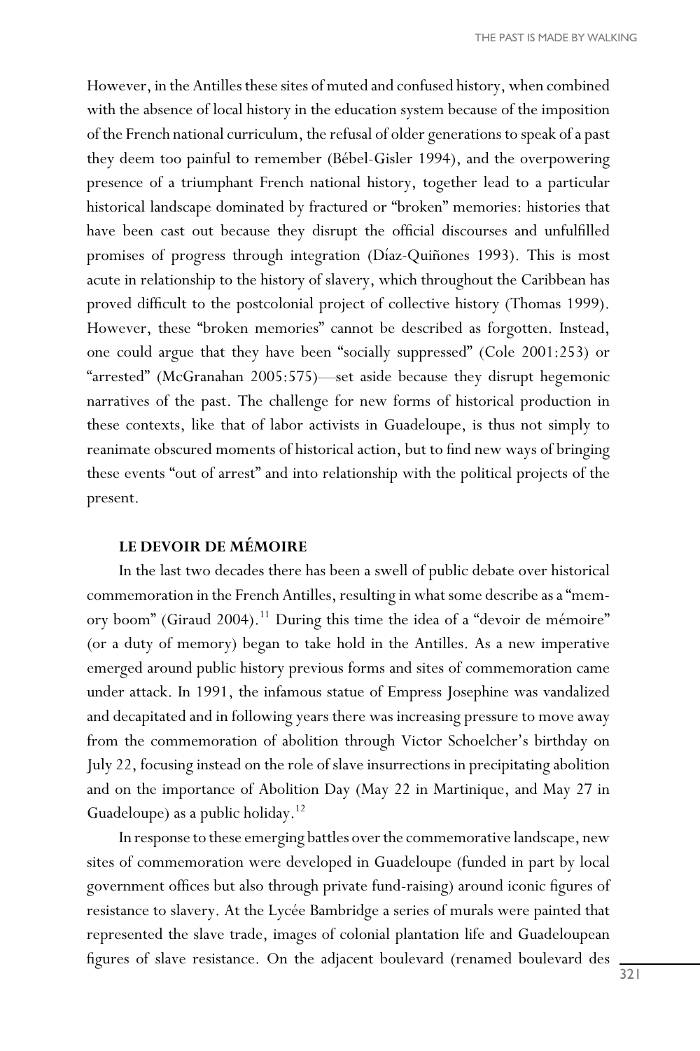However, in the Antilles these sites of muted and confused history, when combined with the absence of local history in the education system because of the imposition of the French national curriculum, the refusal of older generations to speak of a past they deem too painful to remember (Bébel-Gisler 1994), and the overpowering presence of a triumphant French national history, together lead to a particular historical landscape dominated by fractured or "broken" memories: histories that have been cast out because they disrupt the official discourses and unfulfilled promises of progress through integration (Díaz-Quiñones 1993). This is most acute in relationship to the history of slavery, which throughout the Caribbean has proved difficult to the postcolonial project of collective history (Thomas 1999). However, these "broken memories" cannot be described as forgotten. Instead, one could argue that they have been "socially suppressed" (Cole 2001:253) or "arrested" (McGranahan 2005:575)—set aside because they disrupt hegemonic narratives of the past. The challenge for new forms of historical production in these contexts, like that of labor activists in Guadeloupe, is thus not simply to reanimate obscured moments of historical action, but to find new ways of bringing these events "out of arrest" and into relationship with the political projects of the present.

## LE DEVOIR DE MÉMOIRE

In the last two decades there has been a swell of public debate over historical commemoration in the French Antilles, resulting in what some describe as a "memory boom" (Giraud 2004).[11] During this time the idea of a "devoir de mémoire" (or a duty of memory) began to take hold in the Antilles. As a new imperative emerged around public history previous forms and sites of commemoration came under attack. In 1991, the infamous statue of Empress Josephine was vandalized and decapitated and in following years there was increasing pressure to move away from the commemoration of abolition through Victor Schoelcher's birthday on July 22, focusing instead on the role of slave insurrections in precipitating abolition and on the importance of Abolition Day (May 22 in Martinique, and May 27 in Guadeloupe) as a public holiday.[12]

In response to these emerging battles over the commemorative landscape, new sites of commemoration were developed in Guadeloupe (funded in part by local government offices but also through private fund-raising) around iconic figures of resistance to slavery. At the Lycée Bambridge a series of murals were painted that represented the slave trade, images of colonial plantation life and Guadeloupean figures of slave resistance. On the adjacent boulevard (renamed boulevard des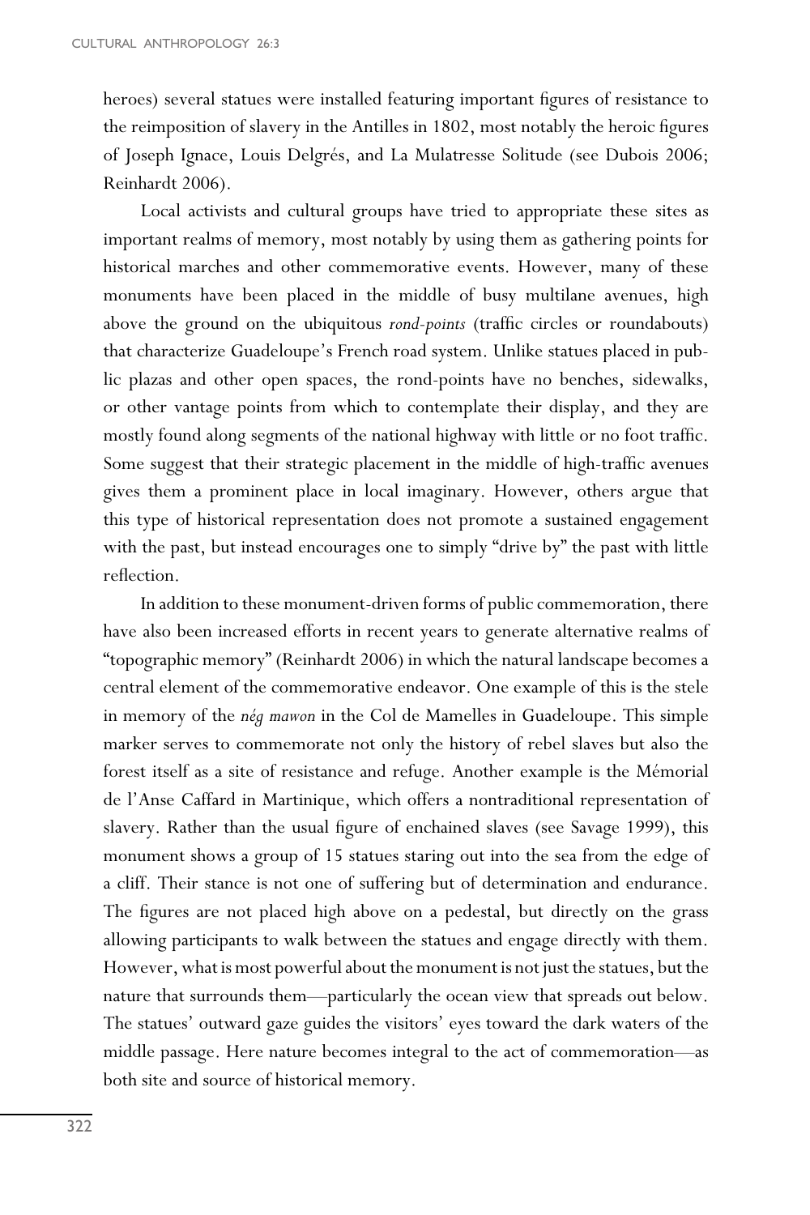heroes) several statues were installed featuring important figures of resistance to the reimposition of slavery in the Antilles in 1802, most notably the heroic figures of Joseph Ignace, Louis Delgrés, and La Mulatresse Solitude (see Dubois 2006; Reinhardt 2006).

Local activists and cultural groups have tried to appropriate these sites as important realms of memory, most notably by using them as gathering points for historical marches and other commemorative events. However, many of these monuments have been placed in the middle of busy multilane avenues, high above the ground on the ubiquitous *rond-points* (traffic circles or roundabouts) that characterize Guadeloupe's French road system. Unlike statues placed in public plazas and other open spaces, the rond-points have no benches, sidewalks, or other vantage points from which to contemplate their display, and they are mostly found along segments of the national highway with little or no foot traffic. Some suggest that their strategic placement in the middle of high-traffic avenues gives them a prominent place in local imaginary. However, others argue that this type of historical representation does not promote a sustained engagement with the past, but instead encourages one to simply "drive by" the past with little reflection.

In addition to these monument-driven forms of public commemoration, there have also been increased efforts in recent years to generate alternative realms of "topographic memory" (Reinhardt 2006) in which the natural landscape becomes a central element of the commemorative endeavor. One example of this is the stele in memory of the *nég mawon* in the Col de Mamelles in Guadeloupe. This simple marker serves to commemorate not only the history of rebel slaves but also the forest itself as a site of resistance and refuge. Another example is the Mémorial de l'Anse Caffard in Martinique, which offers a nontraditional representation of slavery. Rather than the usual figure of enchained slaves (see Savage 1999), this monument shows a group of 15 statues staring out into the sea from the edge of a cliff. Their stance is not one of suffering but of determination and endurance. The figures are not placed high above on a pedestal, but directly on the grass allowing participants to walk between the statues and engage directly with them. However, what is most powerful about the monument is not just the statues, but the nature that surrounds them—particularly the ocean view that spreads out below. The statues' outward gaze guides the visitors' eyes toward the dark waters of the middle passage. Here nature becomes integral to the act of commemoration—as both site and source of historical memory.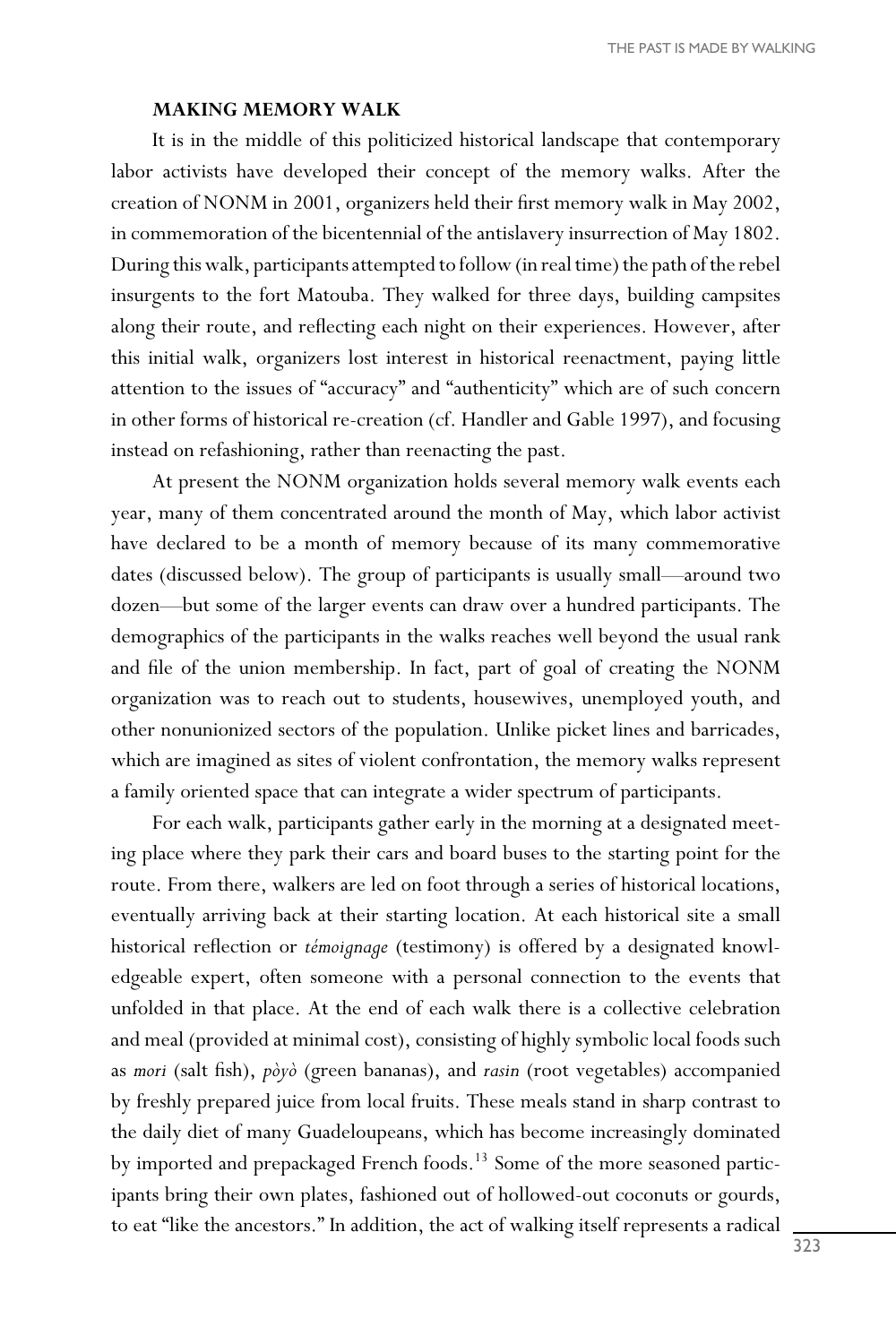## MAKING MEMORY WALK

It is in the middle of this politicized historical landscape that contemporary labor activists have developed their concept of the memory walks. After the creation of NONM in 2001, organizers held their first memory walk in May 2002, in commemoration of the bicentennial of the antislavery insurrection of May 1802. During this walk, participants attempted to follow (in real time) the path of the rebel insurgents to the fort Matouba. They walked for three days, building campsites along their route, and reflecting each night on their experiences. However, after this initial walk, organizers lost interest in historical reenactment, paying little attention to the issues of "accuracy" and "authenticity" which are of such concern in other forms of historical re-creation (cf. Handler and Gable 1997), and focusing instead on refashioning, rather than reenacting the past.

At present the NONM organization holds several memory walk events each year, many of them concentrated around the month of May, which labor activist have declared to be a month of memory because of its many commemorative dates (discussed below). The group of participants is usually small—around two dozen—but some of the larger events can draw over a hundred participants. The demographics of the participants in the walks reaches well beyond the usual rank and file of the union membership. In fact, part of goal of creating the NONM organization was to reach out to students, housewives, unemployed youth, and other nonunionized sectors of the population. Unlike picket lines and barricades, which are imagined as sites of violent confrontation, the memory walks represent a family oriented space that can integrate a wider spectrum of participants.

For each walk, participants gather early in the morning at a designated meeting place where they park their cars and board buses to the starting point for the route. From there, walkers are led on foot through a series of historical locations, eventually arriving back at their starting location. At each historical site a small historical reflection or *témoignage* (testimony) is offered by a designated knowledgeable expert, often someone with a personal connection to the events that unfolded in that place. At the end of each walk there is a collective celebration and meal (provided at minimal cost), consisting of highly symbolic local foods such as *mori* (salt fish), *pòyò* (green bananas), and *rasin* (root vegetables) accompanied by freshly prepared juice from local fruits. These meals stand in sharp contrast to the daily diet of many Guadeloupeans, which has become increasingly dominated by imported and prepackaged French foods.[13] Some of the more seasoned participants bring their own plates, fashioned out of hollowed-out coconuts or gourds, to eat "like the ancestors." In addition, the act of walking itself represents a radical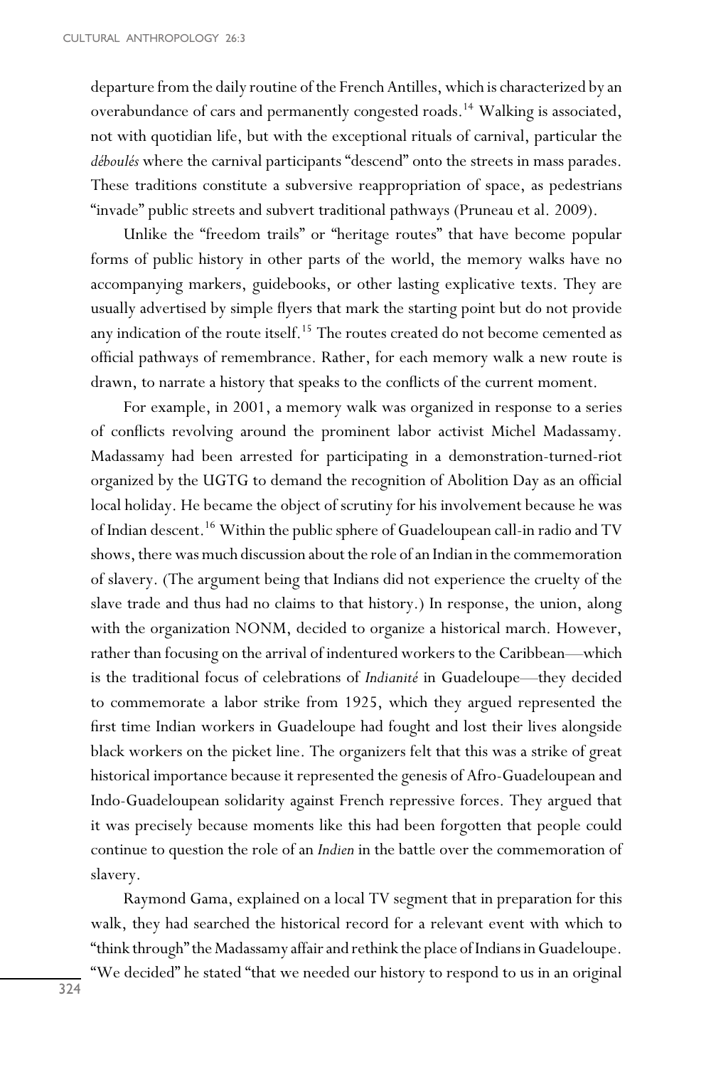departure from the daily routine of the French Antilles, which is characterized by an overabundance of cars and permanently congested roads.[14] Walking is associated, not with quotidian life, but with the exceptional rituals of carnival, particular the *déboulés* where the carnival participants "descend" onto the streets in mass parades. These traditions constitute a subversive reappropriation of space, as pedestrians "invade" public streets and subvert traditional pathways (Pruneau et al. 2009).

Unlike the "freedom trails" or "heritage routes" that have become popular forms of public history in other parts of the world, the memory walks have no accompanying markers, guidebooks, or other lasting explicative texts. They are usually advertised by simple flyers that mark the starting point but do not provide any indication of the route itself.[15] The routes created do not become cemented as official pathways of remembrance. Rather, for each memory walk a new route is drawn, to narrate a history that speaks to the conflicts of the current moment.

For example, in 2001, a memory walk was organized in response to a series of conflicts revolving around the prominent labor activist Michel Madassamy. Madassamy had been arrested for participating in a demonstration-turned-riot organized by the UGTG to demand the recognition of Abolition Day as an official local holiday. He became the object of scrutiny for his involvement because he was of Indian descent.[16] Within the public sphere of Guadeloupean call-in radio and TV shows, there was much discussion about the role of an Indian in the commemoration of slavery. (The argument being that Indians did not experience the cruelty of the slave trade and thus had no claims to that history.) In response, the union, along with the organization NONM, decided to organize a historical march. However, rather than focusing on the arrival of indentured workers to the Caribbean—which is the traditional focus of celebrations of *Indianité* in Guadeloupe—they decided to commemorate a labor strike from 1925, which they argued represented the first time Indian workers in Guadeloupe had fought and lost their lives alongside black workers on the picket line. The organizers felt that this was a strike of great historical importance because it represented the genesis of Afro-Guadeloupean and Indo-Guadeloupean solidarity against French repressive forces. They argued that it was precisely because moments like this had been forgotten that people could continue to question the role of an *Indien* in the battle over the commemoration of slavery.

Raymond Gama, explained on a local TV segment that in preparation for this walk, they had searched the historical record for a relevant event with which to "think through" the Madassamy affair and rethink the place of Indians in Guadeloupe. "We decided" he stated "that we needed our history to respond to us in an original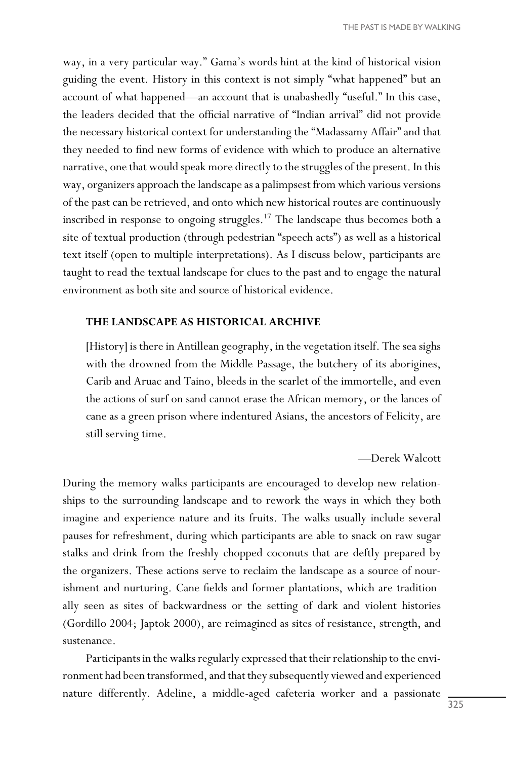way, in a very particular way." Gama's words hint at the kind of historical vision guiding the event. History in this context is not simply "what happened" but an account of what happened—an account that is unabashedly "useful." In this case, the leaders decided that the official narrative of "Indian arrival" did not provide the necessary historical context for understanding the "Madassamy Affair" and that they needed to find new forms of evidence with which to produce an alternative narrative, one that would speak more directly to the struggles of the present. In this way, organizers approach the landscape as a palimpsest from which various versions of the past can be retrieved, and onto which new historical routes are continuously inscribed in response to ongoing struggles.[17] The landscape thus becomes both a site of textual production (through pedestrian "speech acts") as well as a historical text itself (open to multiple interpretations). As I discuss below, participants are taught to read the textual landscape for clues to the past and to engage the natural environment as both site and source of historical evidence.

## THE LANDSCAPE AS HISTORICAL ARCHIVE

> [History] is there in Antillean geography, in the vegetation itself. The sea sighs with the drowned from the Middle Passage, the butchery of its aborigines, Carib and Aruac and Taino, bleeds in the scarlet of the immortelle, and even the actions of surf on sand cannot erase the African memory, or the lances of cane as a green prison where indentured Asians, the ancestors of Felicity, are still serving time.
>
> —Derek Walcott

During the memory walks participants are encouraged to develop new relationships to the surrounding landscape and to rework the ways in which they both imagine and experience nature and its fruits. The walks usually include several pauses for refreshment, during which participants are able to snack on raw sugar stalks and drink from the freshly chopped coconuts that are deftly prepared by the organizers. These actions serve to reclaim the landscape as a source of nourishment and nurturing. Cane fields and former plantations, which are traditionally seen as sites of backwardness or the setting of dark and violent histories (Gordillo 2004; Japtok 2000), are reimagined as sites of resistance, strength, and sustenance.

Participants in the walks regularly expressed that their relationship to the environment had been transformed, and that they subsequently viewed and experienced nature differently. Adeline, a middle-aged cafeteria worker and a passionate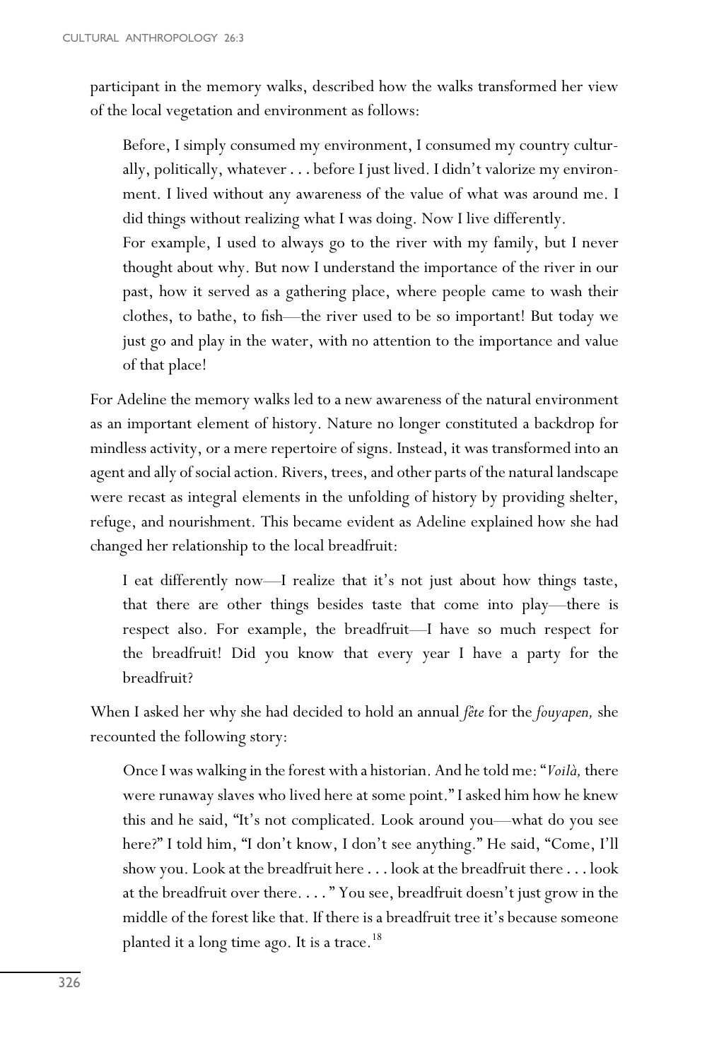participant in the memory walks, described how the walks transformed her view of the local vegetation and environment as follows:

> Before, I simply consumed my environment, I consumed my country culturally, politically, whatever . . . before I just lived. I didn't valorize my environment. I lived without any awareness of the value of what was around me. I did things without realizing what I was doing. Now I live differently.
>
> For example, I used to always go to the river with my family, but I never thought about why. But now I understand the importance of the river in our past, how it served as a gathering place, where people came to wash their clothes, to bathe, to fish—the river used to be so important! But today we just go and play in the water, with no attention to the importance and value of that place!

For Adeline the memory walks led to a new awareness of the natural environment as an important element of history. Nature no longer constituted a backdrop for mindless activity, or a mere repertoire of signs. Instead, it was transformed into an agent and ally of social action. Rivers, trees, and other parts of the natural landscape were recast as integral elements in the unfolding of history by providing shelter, refuge, and nourishment. This became evident as Adeline explained how she had changed her relationship to the local breadfruit:

> I eat differently now—I realize that it's not just about how things taste, that there are other things besides taste that come into play—there is respect also. For example, the breadfruit—I have so much respect for the breadfruit! Did you know that every year I have a party for the breadfruit?

When I asked her why she had decided to hold an annual *fête* for the *fouyapen,* she recounted the following story:

> Once I was walking in the forest with a historian. And he told me: "*Voilà,* there were runaway slaves who lived here at some point." I asked him how he knew this and he said, "It's not complicated. Look around you—what do you see here?" I told him, "I don't know, I don't see anything." He said, "Come, I'll show you. Look at the breadfruit here . . . look at the breadfruit there . . . look at the breadfruit over there. . . . " You see, breadfruit doesn't just grow in the middle of the forest like that. If there is a breadfruit tree it's because someone planted it a long time ago. It is a trace.[18]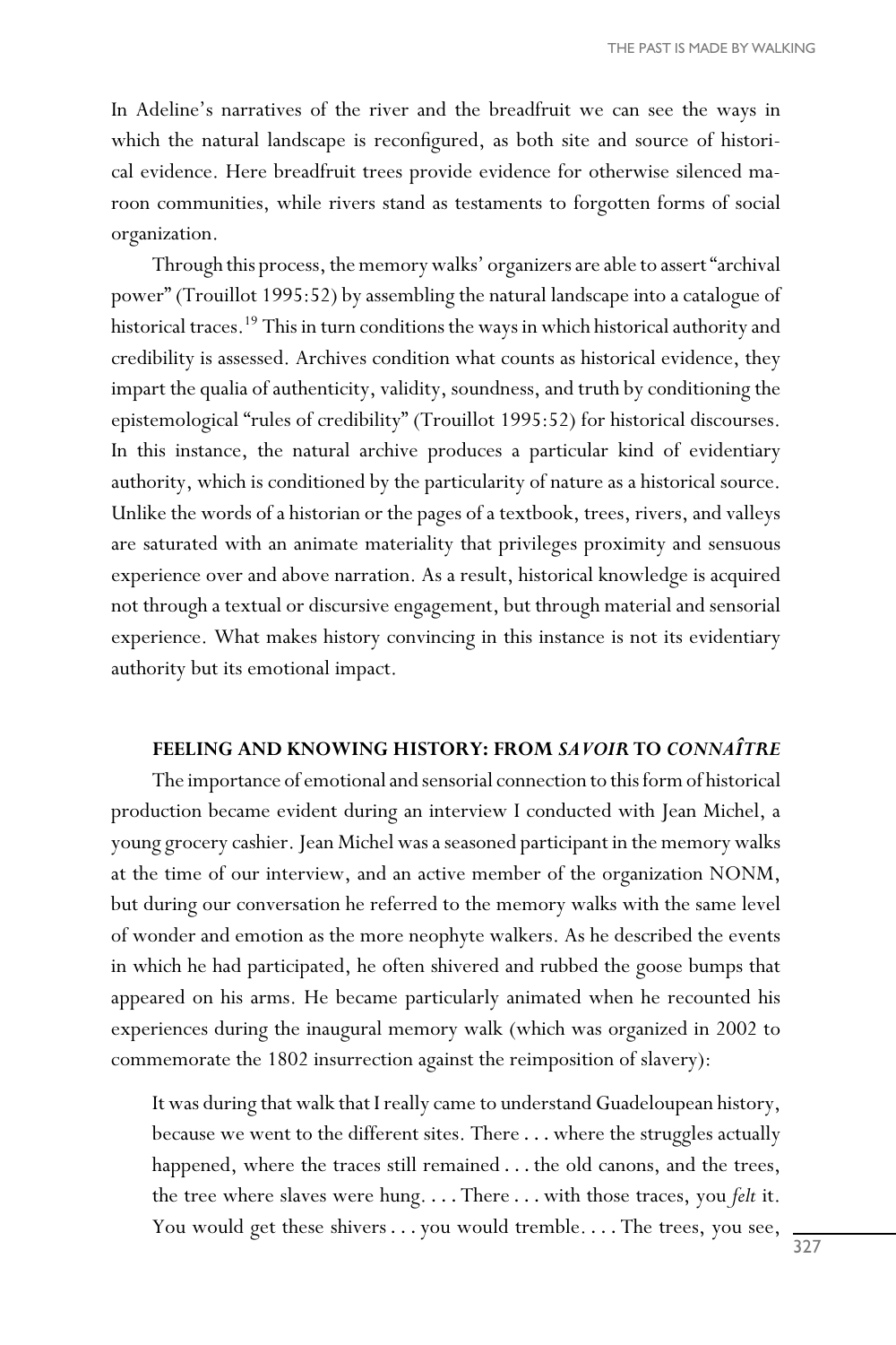In Adeline's narratives of the river and the breadfruit we can see the ways in which the natural landscape is reconfigured, as both site and source of historical evidence. Here breadfruit trees provide evidence for otherwise silenced maroon communities, while rivers stand as testaments to forgotten forms of social organization.

Through this process, the memory walks' organizers are able to assert "archival power" (Trouillot 1995:52) by assembling the natural landscape into a catalogue of historical traces.[19] This in turn conditions the ways in which historical authority and credibility is assessed. Archives condition what counts as historical evidence, they impart the qualia of authenticity, validity, soundness, and truth by conditioning the epistemological "rules of credibility" (Trouillot 1995:52) for historical discourses. In this instance, the natural archive produces a particular kind of evidentiary authority, which is conditioned by the particularity of nature as a historical source. Unlike the words of a historian or the pages of a textbook, trees, rivers, and valleys are saturated with an animate materiality that privileges proximity and sensuous experience over and above narration. As a result, historical knowledge is acquired not through a textual or discursive engagement, but through material and sensorial experience. What makes history convincing in this instance is not its evidentiary authority but its emotional impact.

## FEELING AND KNOWING HISTORY: FROM *SAVOIR* TO *CONNAÎTRE*

The importance of emotional and sensorial connection to this form of historical production became evident during an interview I conducted with Jean Michel, a young grocery cashier. Jean Michel was a seasoned participant in the memory walks at the time of our interview, and an active member of the organization NONM, but during our conversation he referred to the memory walks with the same level of wonder and emotion as the more neophyte walkers. As he described the events in which he had participated, he often shivered and rubbed the goose bumps that appeared on his arms. He became particularly animated when he recounted his experiences during the inaugural memory walk (which was organized in 2002 to commemorate the 1802 insurrection against the reimposition of slavery):

> It was during that walk that I really came to understand Guadeloupean history, because we went to the different sites. There . . . where the struggles actually happened, where the traces still remained . . . the old canons, and the trees, the tree where slaves were hung. . . . There . . . with those traces, you *felt* it. You would get these shivers . . . you would tremble. . . . The trees, you see,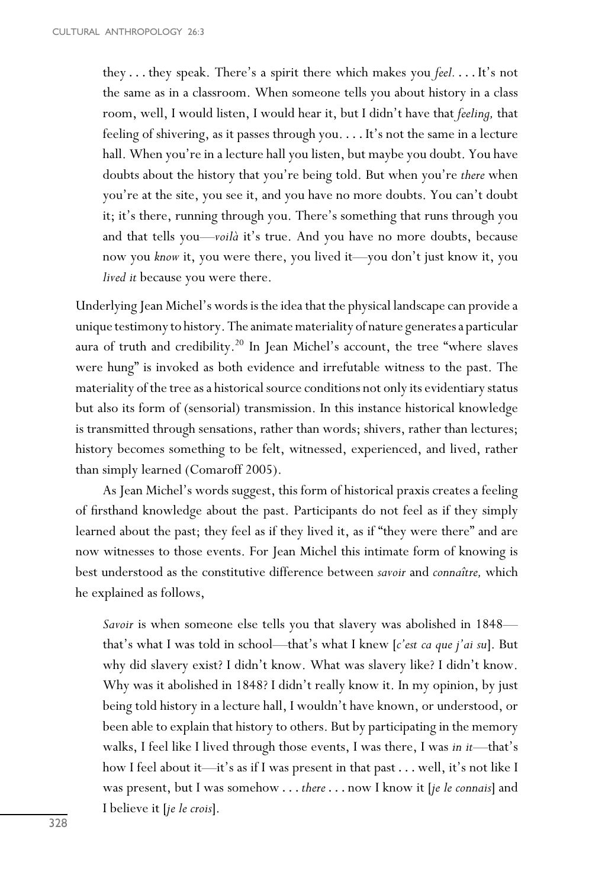> they . . . they speak. There's a spirit there which makes you *feel*. . . . It's not the same as in a classroom. When someone tells you about history in a class room, well, I would listen, I would hear it, but I didn't have that *feeling,* that feeling of shivering, as it passes through you. . . . It's not the same in a lecture hall. When you're in a lecture hall you listen, but maybe you doubt. You have doubts about the history that you're being told. But when you're *there* when you're at the site, you see it, and you have no more doubts. You can't doubt it; it's there, running through you. There's something that runs through you and that tells you—*voilà* it's true. And you have no more doubts, because now you *know* it, you were there, you lived it—you don't just know it, you *lived it* because you were there.

Underlying Jean Michel's words is the idea that the physical landscape can provide a unique testimony to history. The animate materiality of nature generates a particular aura of truth and credibility.[20] In Jean Michel's account, the tree "where slaves were hung" is invoked as both evidence and irrefutable witness to the past. The materiality of the tree as a historical source conditions not only its evidentiary status but also its form of (sensorial) transmission. In this instance historical knowledge is transmitted through sensations, rather than words; shivers, rather than lectures; history becomes something to be felt, witnessed, experienced, and lived, rather than simply learned (Comaroff 2005).

As Jean Michel's words suggest, this form of historical praxis creates a feeling of firsthand knowledge about the past. Participants do not feel as if they simply learned about the past; they feel as if they lived it, as if "they were there" and are now witnesses to those events. For Jean Michel this intimate form of knowing is best understood as the constitutive difference between *savoir* and *connaître,* which he explained as follows,

> *Savoir* is when someone else tells you that slavery was abolished in 1848—that's what I was told in school—that's what I knew [*c'est ca que j'ai su*]. But why did slavery exist? I didn't know. What was slavery like? I didn't know. Why was it abolished in 1848? I didn't really know it. In my opinion, by just being told history in a lecture hall, I wouldn't have known, or understood, or been able to explain that history to others. But by participating in the memory walks, I feel like I lived through those events, I was there, I was *in it*—that's how I feel about it—it's as if I was present in that past . . . well, it's not like I was present, but I was somehow . . . *there* . . . now I know it [*je le connais*] and I believe it [*je le crois*].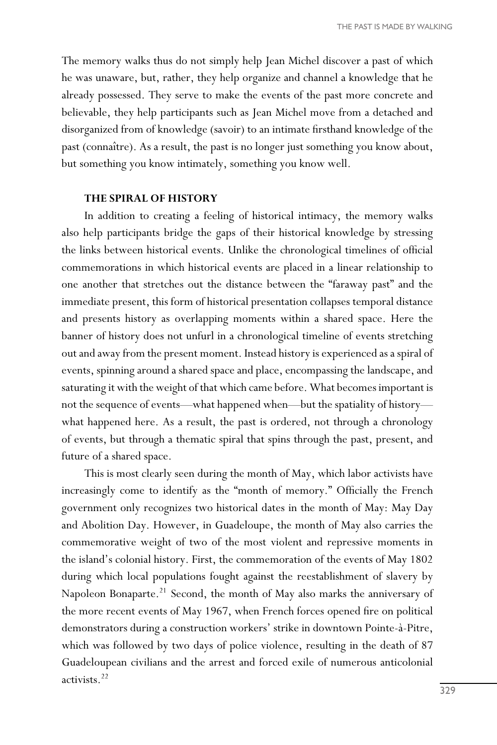The memory walks thus do not simply help Jean Michel discover a past of which he was unaware, but, rather, they help organize and channel a knowledge that he already possessed. They serve to make the events of the past more concrete and believable, they help participants such as Jean Michel move from a detached and disorganized from of knowledge (savoir) to an intimate firsthand knowledge of the past (connaître). As a result, the past is no longer just something you know about, but something you know intimately, something you know well.

### THE SPIRAL OF HISTORY

In addition to creating a feeling of historical intimacy, the memory walks also help participants bridge the gaps of their historical knowledge by stressing the links between historical events. Unlike the chronological timelines of official commemorations in which historical events are placed in a linear relationship to one another that stretches out the distance between the "faraway past" and the immediate present, this form of historical presentation collapses temporal distance and presents history as overlapping moments within a shared space. Here the banner of history does not unfurl in a chronological timeline of events stretching out and away from the present moment. Instead history is experienced as a spiral of events, spinning around a shared space and place, encompassing the landscape, and saturating it with the weight of that which came before. What becomes important is not the sequence of events—what happened when—but the spatiality of history—what happened here. As a result, the past is ordered, not through a chronology of events, but through a thematic spiral that spins through the past, present, and future of a shared space.

This is most clearly seen during the month of May, which labor activists have increasingly come to identify as the "month of memory." Officially the French government only recognizes two historical dates in the month of May: May Day and Abolition Day. However, in Guadeloupe, the month of May also carries the commemorative weight of two of the most violent and repressive moments in the island's colonial history. First, the commemoration of the events of May 1802 during which local populations fought against the reestablishment of slavery by Napoleon Bonaparte.[21] Second, the month of May also marks the anniversary of the more recent events of May 1967, when French forces opened fire on political demonstrators during a construction workers' strike in downtown Pointe-à-Pitre, which was followed by two days of police violence, resulting in the death of 87 Guadeloupean civilians and the arrest and forced exile of numerous anticolonial activists.[22]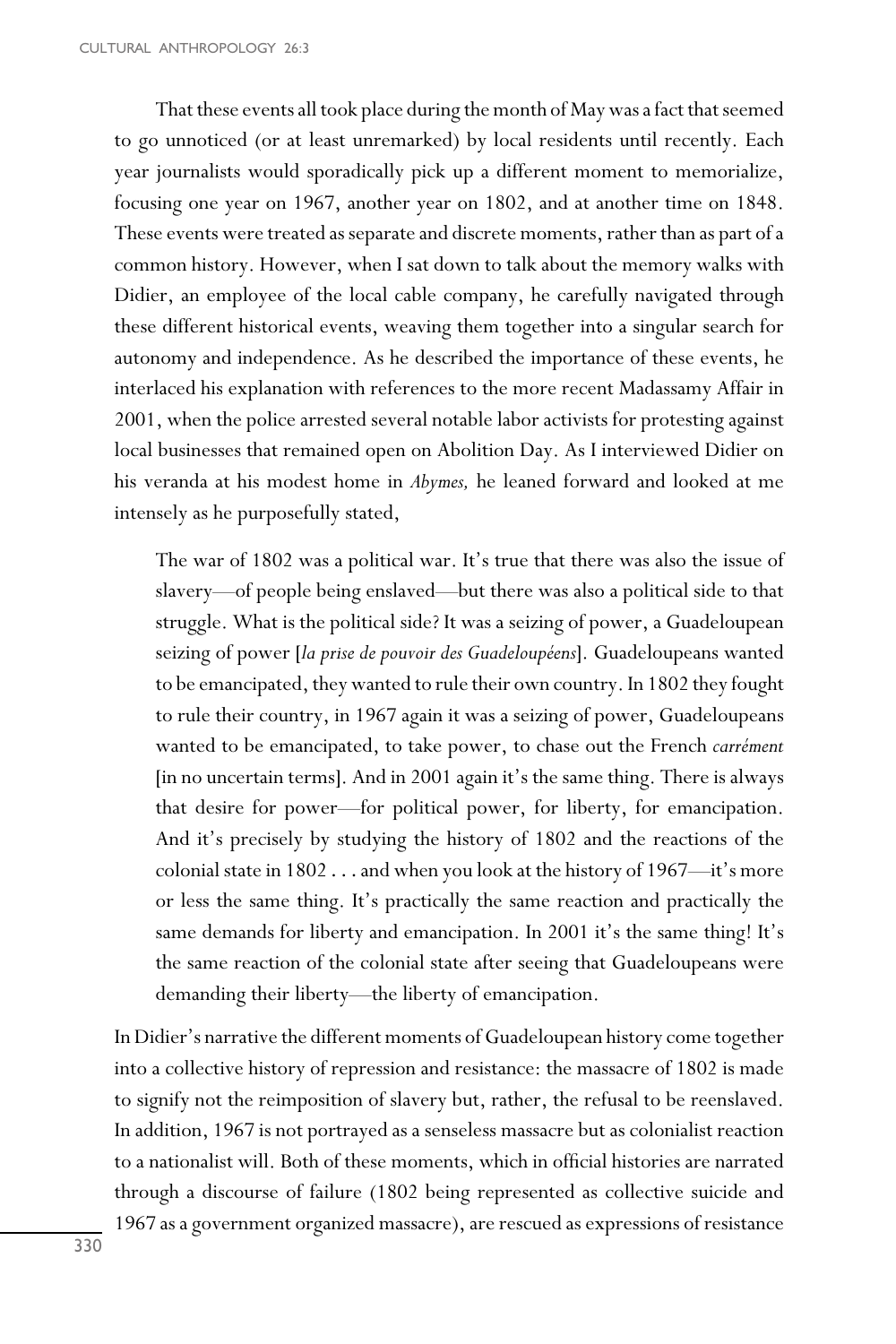That these events all took place during the month of May was a fact that seemed to go unnoticed (or at least unremarked) by local residents until recently. Each year journalists would sporadically pick up a different moment to memorialize, focusing one year on 1967, another year on 1802, and at another time on 1848. These events were treated as separate and discrete moments, rather than as part of a common history. However, when I sat down to talk about the memory walks with Didier, an employee of the local cable company, he carefully navigated through these different historical events, weaving them together into a singular search for autonomy and independence. As he described the importance of these events, he interlaced his explanation with references to the more recent Madassamy Affair in 2001, when the police arrested several notable labor activists for protesting against local businesses that remained open on Abolition Day. As I interviewed Didier on his veranda at his modest home in *Abymes,* he leaned forward and looked at me intensely as he purposefully stated,

> The war of 1802 was a political war. It's true that there was also the issue of slavery—of people being enslaved—but there was also a political side to that struggle. What is the political side? It was a seizing of power, a Guadeloupean seizing of power [*la prise de pouvoir des Guadeloupéens*]. Guadeloupeans wanted to be emancipated, they wanted to rule their own country. In 1802 they fought to rule their country, in 1967 again it was a seizing of power, Guadeloupeans wanted to be emancipated, to take power, to chase out the French *carrément* [in no uncertain terms]. And in 2001 again it's the same thing. There is always that desire for power—for political power, for liberty, for emancipation. And it's precisely by studying the history of 1802 and the reactions of the colonial state in 1802 . . . and when you look at the history of 1967—it's more or less the same thing. It's practically the same reaction and practically the same demands for liberty and emancipation. In 2001 it's the same thing! It's the same reaction of the colonial state after seeing that Guadeloupeans were demanding their liberty—the liberty of emancipation.

In Didier's narrative the different moments of Guadeloupean history come together into a collective history of repression and resistance: the massacre of 1802 is made to signify not the reimposition of slavery but, rather, the refusal to be reenslaved. In addition, 1967 is not portrayed as a senseless massacre but as colonialist reaction to a nationalist will. Both of these moments, which in official histories are narrated through a discourse of failure (1802 being represented as collective suicide and 1967 as a government organized massacre), are rescued as expressions of resistance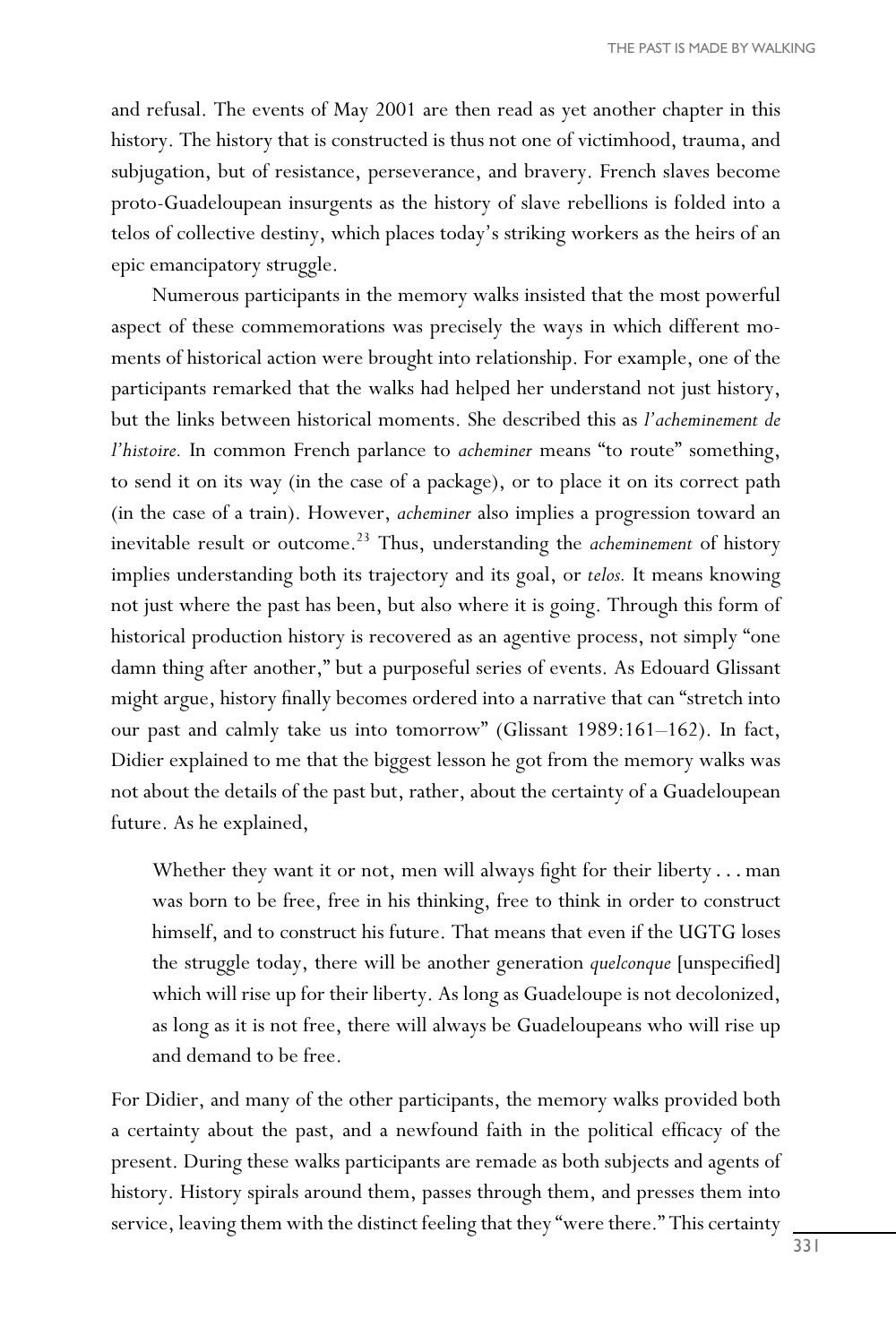and refusal. The events of May 2001 are then read as yet another chapter in this history. The history that is constructed is thus not one of victimhood, trauma, and subjugation, but of resistance, perseverance, and bravery. French slaves become proto-Guadeloupean insurgents as the history of slave rebellions is folded into a telos of collective destiny, which places today's striking workers as the heirs of an epic emancipatory struggle.

Numerous participants in the memory walks insisted that the most powerful aspect of these commemorations was precisely the ways in which different moments of historical action were brought into relationship. For example, one of the participants remarked that the walks had helped her understand not just history, but the links between historical moments. She described this as *l'acheminement de l'histoire.* In common French parlance to *acheminer* means "to route" something, to send it on its way (in the case of a package), or to place it on its correct path (in the case of a train). However, *acheminer* also implies a progression toward an inevitable result or outcome.[23] Thus, understanding the *acheminement* of history implies understanding both its trajectory and its goal, or *telos.* It means knowing not just where the past has been, but also where it is going. Through this form of historical production history is recovered as an agentive process, not simply "one damn thing after another," but a purposeful series of events. As Edouard Glissant might argue, history finally becomes ordered into a narrative that can "stretch into our past and calmly take us into tomorrow" (Glissant 1989:161–162). In fact, Didier explained to me that the biggest lesson he got from the memory walks was not about the details of the past but, rather, about the certainty of a Guadeloupean future. As he explained,

> Whether they want it or not, men will always fight for their liberty . . . man was born to be free, free in his thinking, free to think in order to construct himself, and to construct his future. That means that even if the UGTG loses the struggle today, there will be another generation *quelconque* [unspecified] which will rise up for their liberty. As long as Guadeloupe is not decolonized, as long as it is not free, there will always be Guadeloupeans who will rise up and demand to be free.

For Didier, and many of the other participants, the memory walks provided both a certainty about the past, and a newfound faith in the political efficacy of the present. During these walks participants are remade as both subjects and agents of history. History spirals around them, passes through them, and presses them into service, leaving them with the distinct feeling that they "were there." This certainty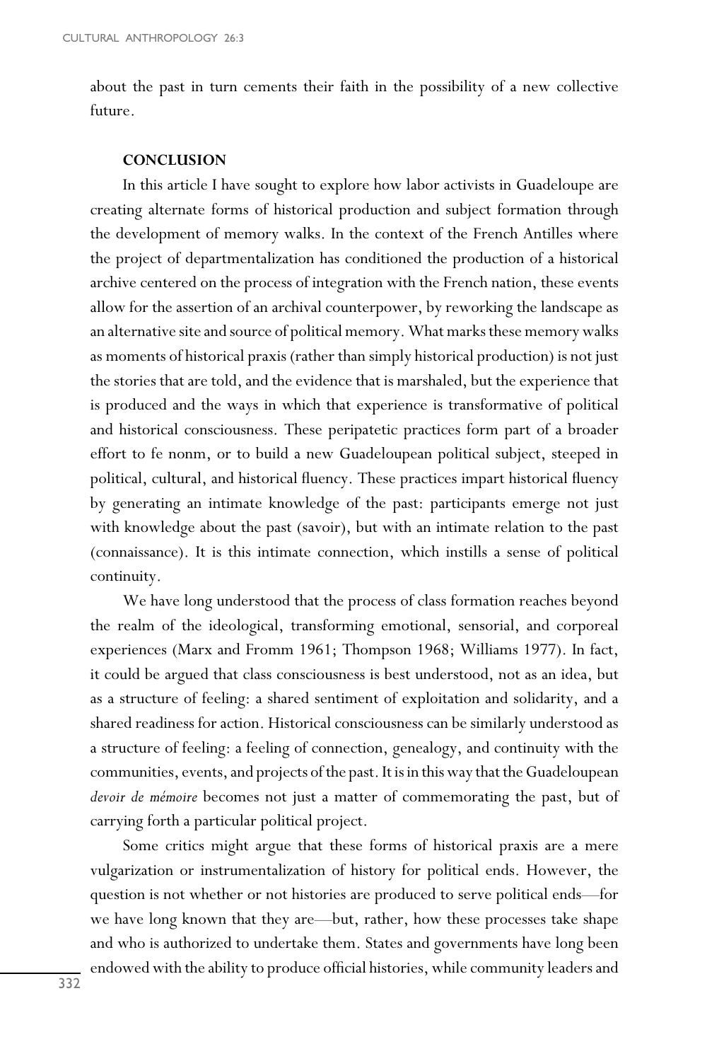about the past in turn cements their faith in the possibility of a new collective future.

## CONCLUSION

In this article I have sought to explore how labor activists in Guadeloupe are creating alternate forms of historical production and subject formation through the development of memory walks. In the context of the French Antilles where the project of departmentalization has conditioned the production of a historical archive centered on the process of integration with the French nation, these events allow for the assertion of an archival counterpower, by reworking the landscape as an alternative site and source of political memory. What marks these memory walks as moments of historical praxis (rather than simply historical production) is not just the stories that are told, and the evidence that is marshaled, but the experience that is produced and the ways in which that experience is transformative of political and historical consciousness. These peripatetic practices form part of a broader effort to fe nonm, or to build a new Guadeloupean political subject, steeped in political, cultural, and historical fluency. These practices impart historical fluency by generating an intimate knowledge of the past: participants emerge not just with knowledge about the past (savoir), but with an intimate relation to the past (connaissance). It is this intimate connection, which instills a sense of political continuity.

We have long understood that the process of class formation reaches beyond the realm of the ideological, transforming emotional, sensorial, and corporeal experiences (Marx and Fromm 1961; Thompson 1968; Williams 1977). In fact, it could be argued that class consciousness is best understood, not as an idea, but as a structure of feeling: a shared sentiment of exploitation and solidarity, and a shared readiness for action. Historical consciousness can be similarly understood as a structure of feeling: a feeling of connection, genealogy, and continuity with the communities, events, and projects of the past. It is in this way that the Guadeloupean *devoir de mémoire* becomes not just a matter of commemorating the past, but of carrying forth a particular political project.

Some critics might argue that these forms of historical praxis are a mere vulgarization or instrumentalization of history for political ends. However, the question is not whether or not histories are produced to serve political ends—for we have long known that they are—but, rather, how these processes take shape and who is authorized to undertake them. States and governments have long been endowed with the ability to produce official histories, while community leaders and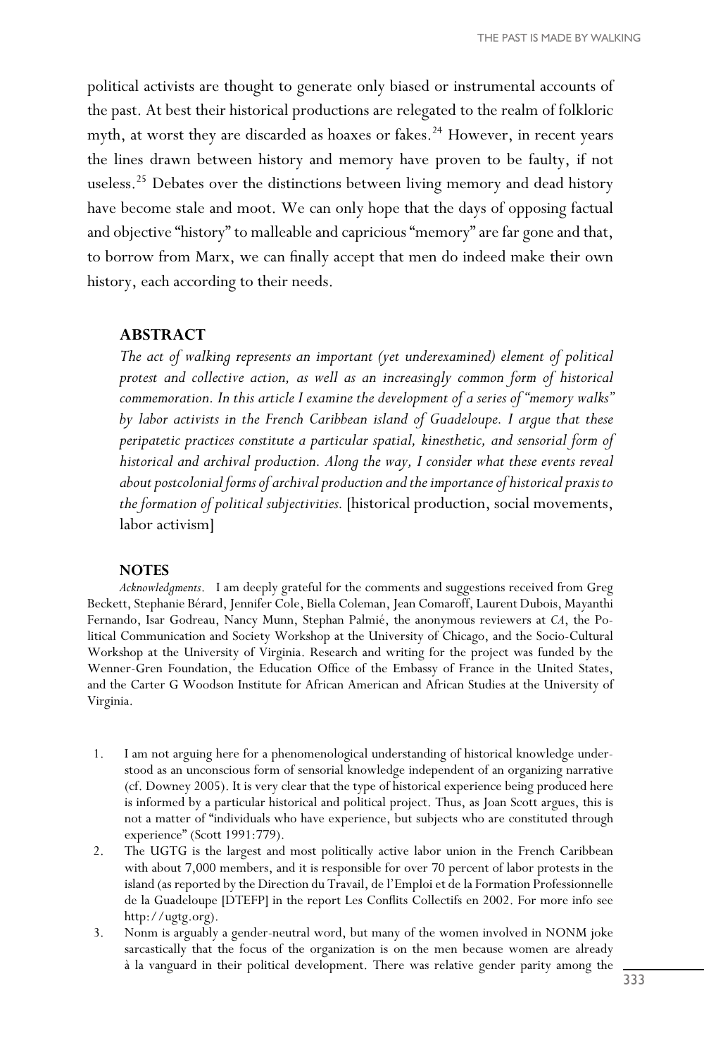political activists are thought to generate only biased or instrumental accounts of the past. At best their historical productions are relegated to the realm of folkloric myth, at worst they are discarded as hoaxes or fakes.[24] However, in recent years the lines drawn between history and memory have proven to be faulty, if not useless.[25] Debates over the distinctions between living memory and dead history have become stale and moot. We can only hope that the days of opposing factual and objective "history" to malleable and capricious "memory" are far gone and that, to borrow from Marx, we can finally accept that men do indeed make their own history, each according to their needs.

## ABSTRACT

*The act of walking represents an important (yet underexamined) element of political protest and collective action, as well as an increasingly common form of historical commemoration. In this article I examine the development of a series of "memory walks" by labor activists in the French Caribbean island of Guadeloupe. I argue that these peripatetic practices constitute a particular spatial, kinesthetic, and sensorial form of historical and archival production. Along the way, I consider what these events reveal about postcolonial forms of archival production and the importance of historical praxis to the formation of political subjectivities.* [historical production, social movements, labor activism]

## NOTES

*Acknowledgments*. I am deeply grateful for the comments and suggestions received from Greg Beckett, Stephanie Bérard, Jennifer Cole, Biella Coleman, Jean Comaroff, Laurent Dubois, Mayanthi Fernando, Isar Godreau, Nancy Munn, Stephan Palmié, the anonymous reviewers at *CA*, the Political Communication and Society Workshop at the University of Chicago, and the Socio-Cultural Workshop at the University of Virginia. Research and writing for the project was funded by the Wenner-Gren Foundation, the Education Office of the Embassy of France in the United States, and the Carter G Woodson Institute for African American and African Studies at the University of Virginia.

1. I am not arguing here for a phenomenological understanding of historical knowledge understood as an unconscious form of sensorial knowledge independent of an organizing narrative (cf. Downey 2005). It is very clear that the type of historical experience being produced here is informed by a particular historical and political project. Thus, as Joan Scott argues, this is not a matter of "individuals who have experience, but subjects who are constituted through experience" (Scott 1991:779).
2. The UGTG is the largest and most politically active labor union in the French Caribbean with about 7,000 members, and it is responsible for over 70 percent of labor protests in the island (as reported by the Direction du Travail, de l'Emploi et de la Formation Professionnelle de la Guadeloupe [DTEFP] in the report Les Conflits Collectifs en 2002. For more info see http://ugtg.org).
3. Nonm is arguably a gender-neutral word, but many of the women involved in NONM joke sarcastically that the focus of the organization is on the men because women are already à la vanguard in their political development. There was relative gender parity among the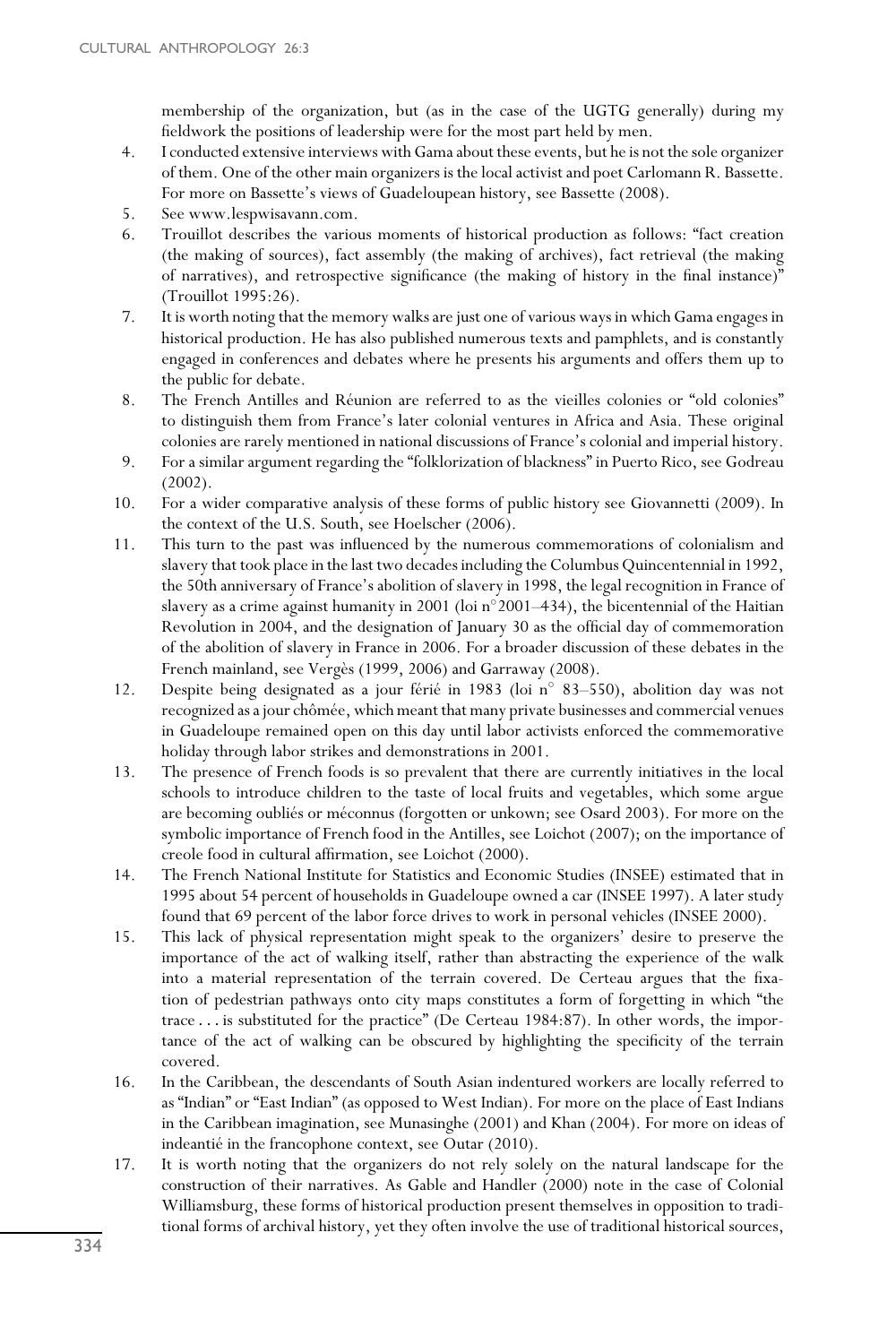membership of the organization, but (as in the case of the UGTG generally) during my fieldwork the positions of leadership were for the most part held by men.

4. I conducted extensive interviews with Gama about these events, but he is not the sole organizer of them. One of the other main organizers is the local activist and poet Carlomann R. Bassette. For more on Bassette's views of Guadeloupean history, see Bassette (2008).
5. See www.lespwisavann.com.
6. Trouillot describes the various moments of historical production as follows: "fact creation (the making of sources), fact assembly (the making of archives), fact retrieval (the making of narratives), and retrospective significance (the making of history in the final instance)" (Trouillot 1995:26).
7. It is worth noting that the memory walks are just one of various ways in which Gama engages in historical production. He has also published numerous texts and pamphlets, and is constantly engaged in conferences and debates where he presents his arguments and offers them up to the public for debate.
8. The French Antilles and Réunion are referred to as the vieilles colonies or "old colonies" to distinguish them from France's later colonial ventures in Africa and Asia. These original colonies are rarely mentioned in national discussions of France's colonial and imperial history.
9. For a similar argument regarding the "folklorization of blackness" in Puerto Rico, see Godreau (2002).
10. For a wider comparative analysis of these forms of public history see Giovannetti (2009). In the context of the U.S. South, see Hoelscher (2006).
11. This turn to the past was influenced by the numerous commemorations of colonialism and slavery that took place in the last two decades including the Columbus Quincentennial in 1992, the 50th anniversary of France's abolition of slavery in 1998, the legal recognition in France of slavery as a crime against humanity in 2001 (loi n°2001–434), the bicentennial of the Haitian Revolution in 2004, and the designation of January 30 as the official day of commemoration of the abolition of slavery in France in 2006. For a broader discussion of these debates in the French mainland, see Vergès (1999, 2006) and Garraway (2008).
12. Despite being designated as a jour férié in 1983 (loi n° 83–550), abolition day was not recognized as a jour chômée, which meant that many private businesses and commercial venues in Guadeloupe remained open on this day until labor activists enforced the commemorative holiday through labor strikes and demonstrations in 2001.
13. The presence of French foods is so prevalent that there are currently initiatives in the local schools to introduce children to the taste of local fruits and vegetables, which some argue are becoming oubliés or méconnus (forgotten or unkown; see Osard 2003). For more on the symbolic importance of French food in the Antilles, see Loichot (2007); on the importance of creole food in cultural affirmation, see Loichot (2000).
14. The French National Institute for Statistics and Economic Studies (INSEE) estimated that in 1995 about 54 percent of households in Guadeloupe owned a car (INSEE 1997). A later study found that 69 percent of the labor force drives to work in personal vehicles (INSEE 2000).
15. This lack of physical representation might speak to the organizers' desire to preserve the importance of the act of walking itself, rather than abstracting the experience of the walk into a material representation of the terrain covered. De Certeau argues that the fixation of pedestrian pathways onto city maps constitutes a form of forgetting in which "the trace . . . is substituted for the practice" (De Certeau 1984:87). In other words, the importance of the act of walking can be obscured by highlighting the specificity of the terrain covered.
16. In the Caribbean, the descendants of South Asian indentured workers are locally referred to as "Indian" or "East Indian" (as opposed to West Indian). For more on the place of East Indians in the Caribbean imagination, see Munasinghe (2001) and Khan (2004). For more on ideas of indeantié in the francophone context, see Outar (2010).
17. It is worth noting that the organizers do not rely solely on the natural landscape for the construction of their narratives. As Gable and Handler (2000) note in the case of Colonial Williamsburg, these forms of historical production present themselves in opposition to traditional forms of archival history, yet they often involve the use of traditional historical sources,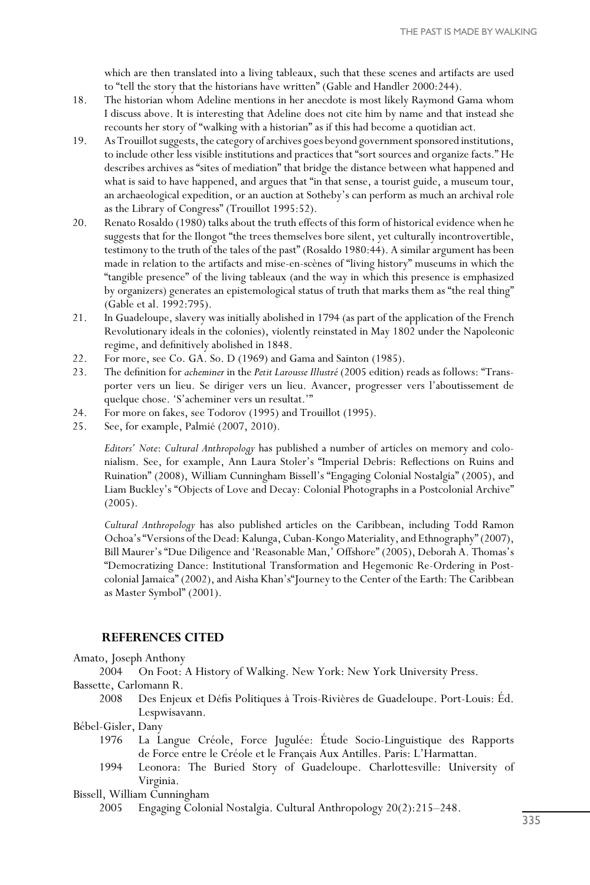which are then translated into a living tableaux, such that these scenes and artifacts are used to "tell the story that the historians have written" (Gable and Handler 2000:244).

18. The historian whom Adeline mentions in her anecdote is most likely Raymond Gama whom I discuss above. It is interesting that Adeline does not cite him by name and that instead she recounts her story of "walking with a historian" as if this had become a quotidian act.
19. As Trouillot suggests, the category of archives goes beyond government sponsored institutions, to include other less visible institutions and practices that "sort sources and organize facts." He describes archives as "sites of mediation" that bridge the distance between what happened and what is said to have happened, and argues that "in that sense, a tourist guide, a museum tour, an archaeological expedition, or an auction at Sotheby's can perform as much an archival role as the Library of Congress" (Trouillot 1995:52).
20. Renato Rosaldo (1980) talks about the truth effects of this form of historical evidence when he suggests that for the Ilongot "the trees themselves bore silent, yet culturally incontrovertible, testimony to the truth of the tales of the past" (Rosaldo 1980:44). A similar argument has been made in relation to the artifacts and mise-en-scènes of "living history" museums in which the "tangible presence" of the living tableaux (and the way in which this presence is emphasized by organizers) generates an epistemological status of truth that marks them as "the real thing" (Gable et al. 1992:795).
21. In Guadeloupe, slavery was initially abolished in 1794 (as part of the application of the French Revolutionary ideals in the colonies), violently reinstated in May 1802 under the Napoleonic regime, and definitively abolished in 1848.
22. For more, see Co. GA. So. D (1969) and Gama and Sainton (1985).
23. The definition for *acheminer* in the *Petit Larousse Illustré* (2005 edition) reads as follows: "Transporter vers un lieu. Se diriger vers un lieu. Avancer, progresser vers l'aboutissement de quelque chose. 'S'acheminer vers un resultat.'"
24. For more on fakes, see Todorov (1995) and Trouillot (1995).
25. See, for example, Palmié (2007, 2010).

*Editors' Note*: *Cultural Anthropology* has published a number of articles on memory and colonialism. See, for example, Ann Laura Stoler's "Imperial Debris: Reflections on Ruins and Ruination" (2008), William Cunningham Bissell's "Engaging Colonial Nostalgia" (2005), and Liam Buckley's "Objects of Love and Decay: Colonial Photographs in a Postcolonial Archive" (2005).

*Cultural Anthropology* has also published articles on the Caribbean, including Todd Ramon Ochoa's "Versions of the Dead: Kalunga, Cuban-Kongo Materiality, and Ethnography" (2007), Bill Maurer's "Due Diligence and 'Reasonable Man,' Offshore" (2005), Deborah A. Thomas's "Democratizing Dance: Institutional Transformation and Hegemonic Re-Ordering in Postcolonial Jamaica" (2002), and Aisha Khan's"Journey to the Center of the Earth: The Caribbean as Master Symbol" (2001).

## REFERENCES CITED

Amato, Joseph Anthony
2004 On Foot: A History of Walking. New York: New York University Press.

Bassette, Carlomann R.
2008 Des Enjeux et Défis Politiques à Trois-Rivières de Guadeloupe. Port-Louis: Éd. Lespwisavann.

Bébel-Gisler, Dany
1976 La Langue Créole, Force Jugulée: Étude Socio-Linguistique des Rapports de Force entre le Créole et le Français Aux Antilles. Paris: L'Harmattan.
1994 Leonora: The Buried Story of Guadeloupe. Charlottesville: University of Virginia.

Bissell, William Cunningham
2005 Engaging Colonial Nostalgia. Cultural Anthropology 20(2):215–248.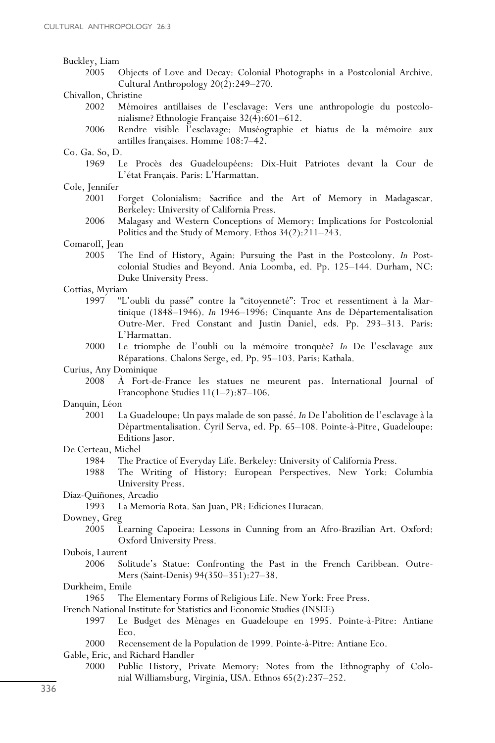Buckley, Liam

2005 Objects of Love and Decay: Colonial Photographs in a Postcolonial Archive. Cultural Anthropology 20(2):249–270.

Chivallon, Christine

2002 Mémoires antillaises de l'esclavage: Vers une anthropologie du postcolonialisme? Ethnologie Française 32(4):601–612.

2006 Rendre visible l'esclavage: Muséographie et hiatus de la mémoire aux antilles françaises. Homme 108:7–42.

Co. Ga. So, D.

1969 Le Procès des Guadeloupéens: Dix-Huit Patriotes devant la Cour de L'état Français. Paris: L'Harmattan.

Cole, Jennifer

2001 Forget Colonialism: Sacrifice and the Art of Memory in Madagascar. Berkeley: University of California Press.

2006 Malagasy and Western Conceptions of Memory: Implications for Postcolonial Politics and the Study of Memory. Ethos 34(2):211–243.

Comaroff, Jean

2005 The End of History, Again: Pursuing the Past in the Postcolony. *In* Postcolonial Studies and Beyond. Ania Loomba, ed. Pp. 125–144. Durham, NC: Duke University Press.

Cottias, Myriam

1997 "L'oubli du passé" contre la "citoyenneté": Troc et ressentiment à la Martinique (1848–1946). *In* 1946–1996: Cinquante Ans de Départementalisation Outre-Mer. Fred Constant and Justin Daniel, eds. Pp. 293–313. Paris: L'Harmattan.

2000 Le triomphe de l'oubli ou la mémoire tronquée? *In* De l'esclavage aux Réparations. Chalons Serge, ed. Pp. 95–103. Paris: Kathala.

Curius, Any Dominique

2008 À Fort-de-France les statues ne meurent pas. International Journal of Francophone Studies 11(1–2):87–106.

Danquin, Léon

2001 La Guadeloupe: Un pays malade de son passé. *In* De l'abolition de l'esclavage à la Départmentalisation. Cyril Serva, ed. Pp. 65–108. Pointe-à-Pitre, Guadeloupe: Editions Jasor.

De Certeau, Michel

1984 The Practice of Everyday Life. Berkeley: University of California Press.

1988 The Writing of History: European Perspectives. New York: Columbia University Press.

Díaz-Quiñones, Arcadio

1993 La Memoria Rota. San Juan, PR: Ediciones Huracan.

Downey, Greg

2005 Learning Capoeira: Lessons in Cunning from an Afro-Brazilian Art. Oxford: Oxford University Press.

Dubois, Laurent

2006 Solitude's Statue: Confronting the Past in the French Caribbean. Outre-Mers (Saint-Denis) 94(350–351):27–38.

Durkheim, Emile

1965 The Elementary Forms of Religious Life. New York: Free Press.

French National Institute for Statistics and Economic Studies (INSEE)

1997 Le Budget des Mènages en Guadeloupe en 1995. Pointe-à-Pitre: Antiane Eco.

2000 Recensement de la Population de 1999. Pointe-à-Pitre: Antiane Eco.

Gable, Eric, and Richard Handler

2000 Public History, Private Memory: Notes from the Ethnography of Colonial Williamsburg, Virginia, USA. Ethnos 65(2):237–252.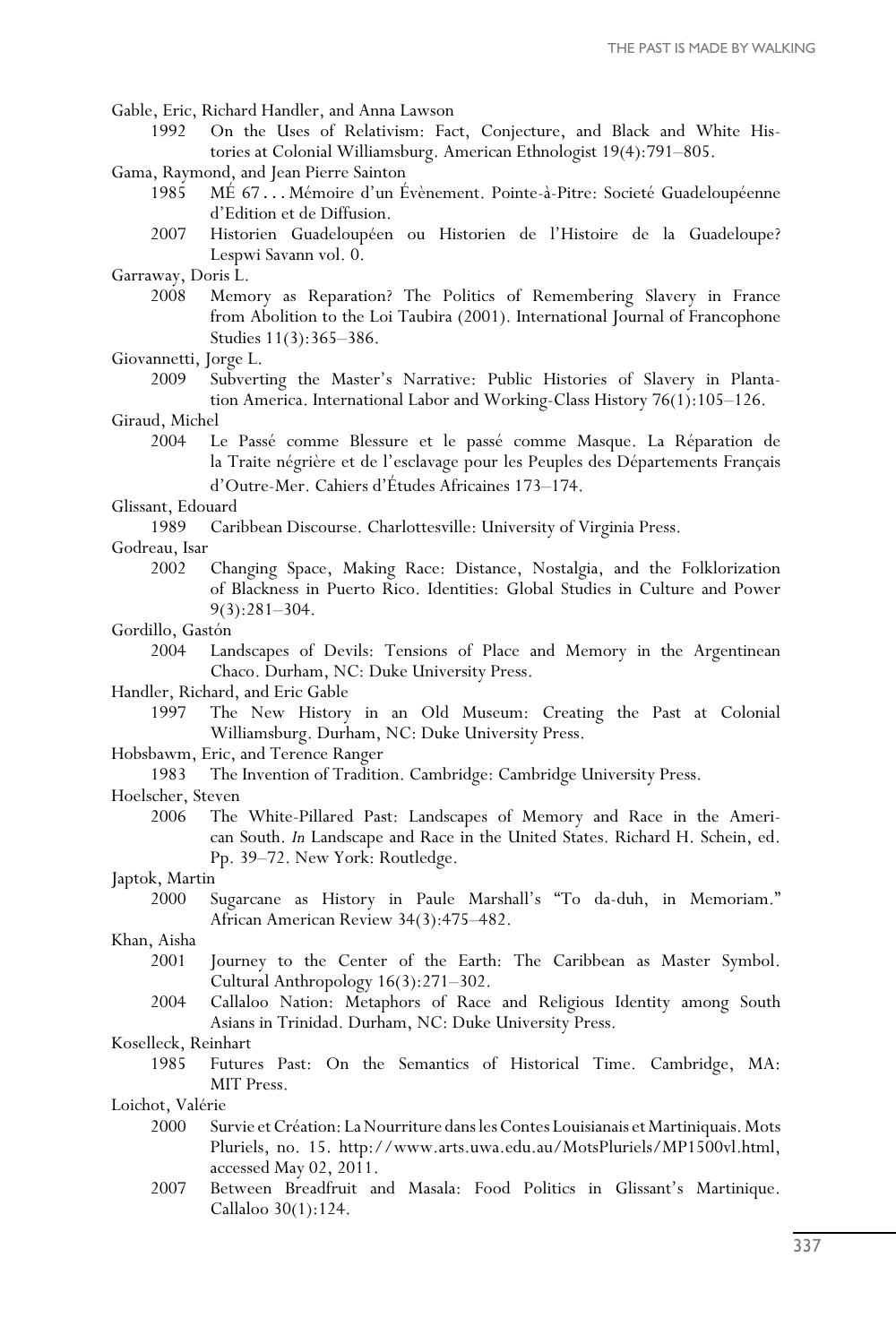Gable, Eric, Richard Handler, and Anna Lawson

1992 On the Uses of Relativism: Fact, Conjecture, and Black and White Histories at Colonial Williamsburg. American Ethnologist 19(4):791–805.

Gama, Raymond, and Jean Pierre Sainton

1985 MÉ 67 . . . Mémoire d'un Évènement. Pointe-à-Pitre: Societé Guadeloupéenne d'Edition et de Diffusion.

2007 Historien Guadeloupéen ou Historien de l'Histoire de la Guadeloupe? Lespwi Savann vol. 0.

Garraway, Doris L.

2008 Memory as Reparation? The Politics of Remembering Slavery in France from Abolition to the Loi Taubira (2001). International Journal of Francophone Studies 11(3):365–386.

Giovannetti, Jorge L.

2009 Subverting the Master's Narrative: Public Histories of Slavery in Plantation America. International Labor and Working-Class History 76(1):105–126.

Giraud, Michel

2004 Le Passé comme Blessure et le passé comme Masque. La Réparation de la Traite négrière et de l'esclavage pour les Peuples des Départements Français d'Outre-Mer. Cahiers d'Études Africaines 173–174.

Glissant, Edouard

1989 Caribbean Discourse. Charlottesville: University of Virginia Press.

Godreau, Isar

2002 Changing Space, Making Race: Distance, Nostalgia, and the Folklorization of Blackness in Puerto Rico. Identities: Global Studies in Culture and Power 9(3):281–304.

Gordillo, Gastón

2004 Landscapes of Devils: Tensions of Place and Memory in the Argentinean Chaco. Durham, NC: Duke University Press.

Handler, Richard, and Eric Gable

1997 The New History in an Old Museum: Creating the Past at Colonial Williamsburg. Durham, NC: Duke University Press.

Hobsbawm, Eric, and Terence Ranger

1983 The Invention of Tradition. Cambridge: Cambridge University Press.

Hoelscher, Steven

2006 The White-Pillared Past: Landscapes of Memory and Race in the American South. *In* Landscape and Race in the United States. Richard H. Schein, ed. Pp. 39–72. New York: Routledge.

Japtok, Martin

2000 Sugarcane as History in Paule Marshall's "To da-duh, in Memoriam." African American Review 34(3):475–482.

Khan, Aisha

2001 Journey to the Center of the Earth: The Caribbean as Master Symbol. Cultural Anthropology 16(3):271–302.

2004 Callaloo Nation: Metaphors of Race and Religious Identity among South Asians in Trinidad. Durham, NC: Duke University Press.

Koselleck, Reinhart

1985 Futures Past: On the Semantics of Historical Time. Cambridge, MA: MIT Press.

Loichot, Valérie

2000 Survie et Création: La Nourriture dans les Contes Louisianais et Martiniquais. Mots Pluriels, no. 15. http://www.arts.uwa.edu.au/MotsPluriels/MP1500vl.html, accessed May 02, 2011.

2007 Between Breadfruit and Masala: Food Politics in Glissant's Martinique. Callaloo 30(1):124.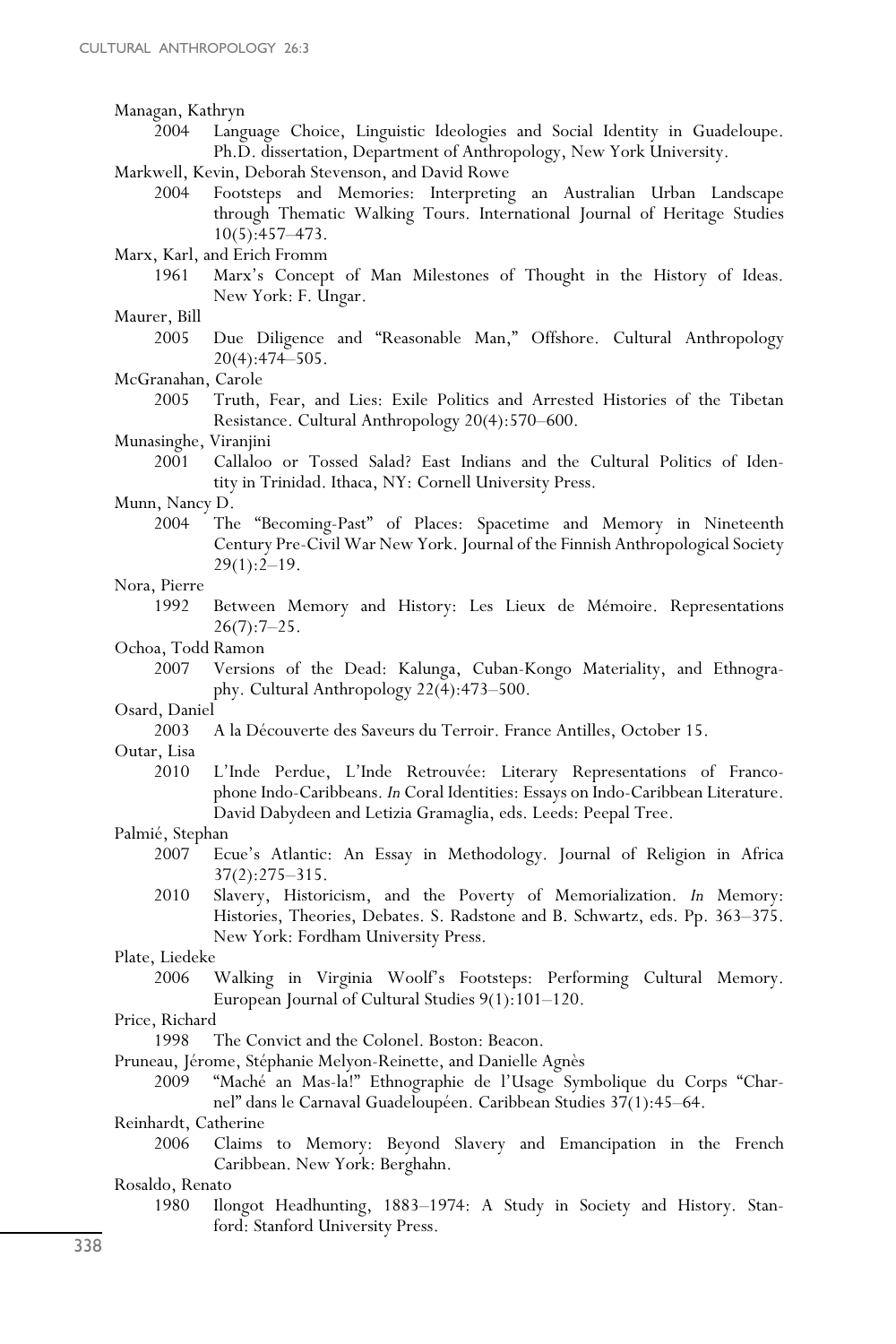Managan, Kathryn

2004 Language Choice, Linguistic Ideologies and Social Identity in Guadeloupe. Ph.D. dissertation, Department of Anthropology, New York University.

Markwell, Kevin, Deborah Stevenson, and David Rowe

2004 Footsteps and Memories: Interpreting an Australian Urban Landscape through Thematic Walking Tours. International Journal of Heritage Studies 10(5):457–473.

Marx, Karl, and Erich Fromm

1961 Marx's Concept of Man Milestones of Thought in the History of Ideas. New York: F. Ungar.

Maurer, Bill

2005 Due Diligence and "Reasonable Man," Offshore. Cultural Anthropology 20(4):474–505.

McGranahan, Carole

2005 Truth, Fear, and Lies: Exile Politics and Arrested Histories of the Tibetan Resistance. Cultural Anthropology 20(4):570–600.

Munasinghe, Viranjini

2001 Callaloo or Tossed Salad? East Indians and the Cultural Politics of Identity in Trinidad. Ithaca, NY: Cornell University Press.

Munn, Nancy D.

2004 The "Becoming-Past" of Places: Spacetime and Memory in Nineteenth Century Pre-Civil War New York. Journal of the Finnish Anthropological Society 29(1):2–19.

Nora, Pierre

1992 Between Memory and History: Les Lieux de Mémoire. Representations 26(7):7–25.

Ochoa, Todd Ramon

2007 Versions of the Dead: Kalunga, Cuban-Kongo Materiality, and Ethnography. Cultural Anthropology 22(4):473–500.

Osard, Daniel

2003 A la Découverte des Saveurs du Terroir. France Antilles, October 15.

Outar, Lisa

2010 L'Inde Perdue, L'Inde Retrouvée: Literary Representations of Francophone Indo-Caribbeans. *In* Coral Identities: Essays on Indo-Caribbean Literature. David Dabydeen and Letizia Gramaglia, eds. Leeds: Peepal Tree.

Palmié, Stephan

2007 Ecue's Atlantic: An Essay in Methodology. Journal of Religion in Africa 37(2):275–315.

2010 Slavery, Historicism, and the Poverty of Memorialization. *In* Memory: Histories, Theories, Debates. S. Radstone and B. Schwartz, eds. Pp. 363–375. New York: Fordham University Press.

Plate, Liedeke

2006 Walking in Virginia Woolf's Footsteps: Performing Cultural Memory. European Journal of Cultural Studies 9(1):101–120.

Price, Richard

1998 The Convict and the Colonel. Boston: Beacon.

Pruneau, Jérome, Stéphanie Melyon-Reinette, and Danielle Agnès

2009 "Maché an Mas-la!" Ethnographie de l'Usage Symbolique du Corps "Charnel" dans le Carnaval Guadeloupéen. Caribbean Studies 37(1):45–64.

Reinhardt, Catherine

2006 Claims to Memory: Beyond Slavery and Emancipation in the French Caribbean. New York: Berghahn.

Rosaldo, Renato

1980 Ilongot Headhunting, 1883–1974: A Study in Society and History. Stanford: Stanford University Press.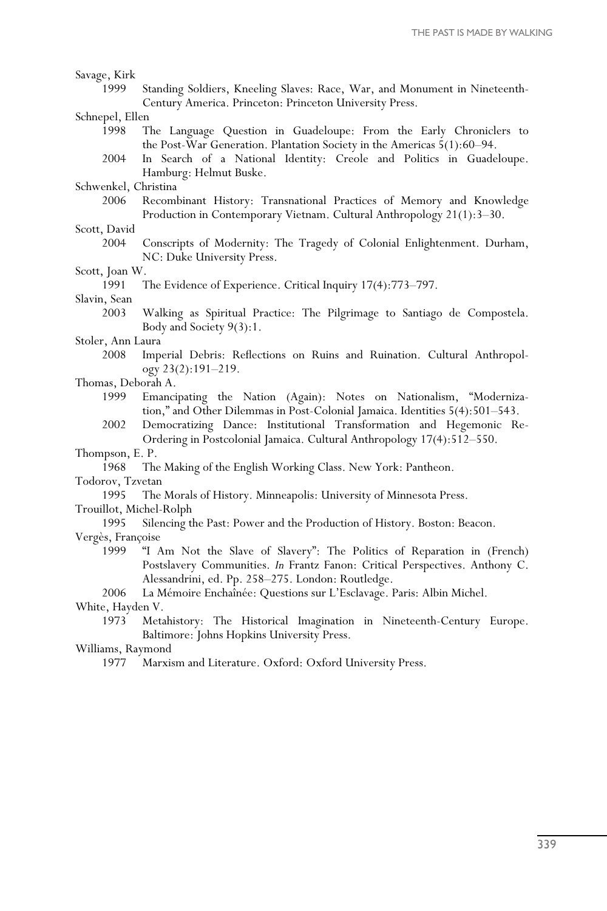Savage, Kirk

1999 Standing Soldiers, Kneeling Slaves: Race, War, and Monument in Nineteenth-Century America. Princeton: Princeton University Press.

Schnepel, Ellen

1998 The Language Question in Guadeloupe: From the Early Chroniclers to the Post-War Generation. Plantation Society in the Americas 5(1):60–94.

2004 In Search of a National Identity: Creole and Politics in Guadeloupe. Hamburg: Helmut Buske.

Schwenkel, Christina

2006 Recombinant History: Transnational Practices of Memory and Knowledge Production in Contemporary Vietnam. Cultural Anthropology 21(1):3–30.

Scott, David

2004 Conscripts of Modernity: The Tragedy of Colonial Enlightenment. Durham, NC: Duke University Press.

Scott, Joan W.

1991 The Evidence of Experience. Critical Inquiry 17(4):773–797.

Slavin, Sean

2003 Walking as Spiritual Practice: The Pilgrimage to Santiago de Compostela. Body and Society 9(3):1.

Stoler, Ann Laura

2008 Imperial Debris: Reflections on Ruins and Ruination. Cultural Anthropology 23(2):191–219.

Thomas, Deborah A.

1999 Emancipating the Nation (Again): Notes on Nationalism, "Modernization," and Other Dilemmas in Post-Colonial Jamaica. Identities 5(4):501–543.

2002 Democratizing Dance: Institutional Transformation and Hegemonic Re-Ordering in Postcolonial Jamaica. Cultural Anthropology 17(4):512–550.

Thompson, E. P.

1968 The Making of the English Working Class. New York: Pantheon.

Todorov, Tzvetan

1995 The Morals of History. Minneapolis: University of Minnesota Press.

Trouillot, Michel-Rolph

1995 Silencing the Past: Power and the Production of History. Boston: Beacon.

Vergès, Françoise

1999 "I Am Not the Slave of Slavery": The Politics of Reparation in (French) Postslavery Communities. *In* Frantz Fanon: Critical Perspectives. Anthony C. Alessandrini, ed. Pp. 258–275. London: Routledge.

2006 La Mémoire Enchaînée: Questions sur L'Esclavage. Paris: Albin Michel.

White, Hayden V.

1973 Metahistory: The Historical Imagination in Nineteenth-Century Europe. Baltimore: Johns Hopkins University Press.

Williams, Raymond

1977 Marxism and Literature. Oxford: Oxford University Press.